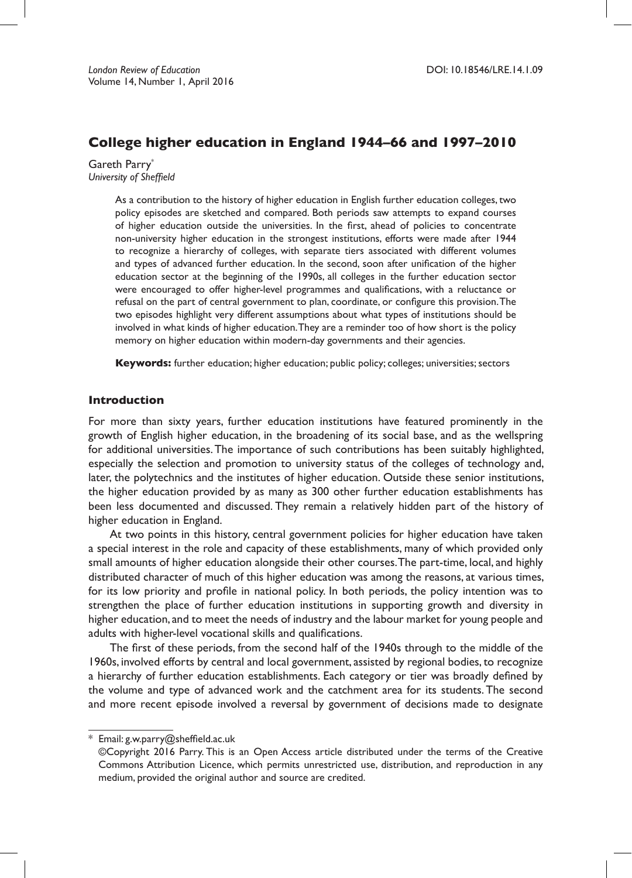# College higher education in England 1944–66 and 1997–2010

Gareth Parry*
*University of Sheffield*

> As a contribution to the history of higher education in English further education colleges, two policy episodes are sketched and compared. Both periods saw attempts to expand courses of higher education outside the universities. In the first, ahead of policies to concentrate non-university higher education in the strongest institutions, efforts were made after 1944 to recognize a hierarchy of colleges, with separate tiers associated with different volumes and types of advanced further education. In the second, soon after unification of the higher education sector at the beginning of the 1990s, all colleges in the further education sector were encouraged to offer higher-level programmes and qualifications, with a reluctance or refusal on the part of central government to plan, coordinate, or configure this provision. The two episodes highlight very different assumptions about what types of institutions should be involved in what kinds of higher education. They are a reminder too of how short is the policy memory on higher education within modern-day governments and their agencies.
>
> **Keywords:** further education; higher education; public policy; colleges; universities; sectors

## Introduction

For more than sixty years, further education institutions have featured prominently in the growth of English higher education, in the broadening of its social base, and as the wellspring for additional universities. The importance of such contributions has been suitably highlighted, especially the selection and promotion to university status of the colleges of technology and, later, the polytechnics and the institutes of higher education. Outside these senior institutions, the higher education provided by as many as 300 other further education establishments has been less documented and discussed. They remain a relatively hidden part of the history of higher education in England.

At two points in this history, central government policies for higher education have taken a special interest in the role and capacity of these establishments, many of which provided only small amounts of higher education alongside their other courses. The part-time, local, and highly distributed character of much of this higher education was among the reasons, at various times, for its low priority and profile in national policy. In both periods, the policy intention was to strengthen the place of further education institutions in supporting growth and diversity in higher education, and to meet the needs of industry and the labour market for young people and adults with higher-level vocational skills and qualifications.

The first of these periods, from the second half of the 1940s through to the middle of the 1960s, involved efforts by central and local government, assisted by regional bodies, to recognize a hierarchy of further education establishments. Each category or tier was broadly defined by the volume and type of advanced work and the catchment area for its students. The second and more recent episode involved a reversal by government of decisions made to designate

---

* Email: g.w.parry@sheffield.ac.uk

©Copyright 2016 Parry. This is an Open Access article distributed under the terms of the Creative Commons Attribution Licence, which permits unrestricted use, distribution, and reproduction in any medium, provided the original author and source are credited.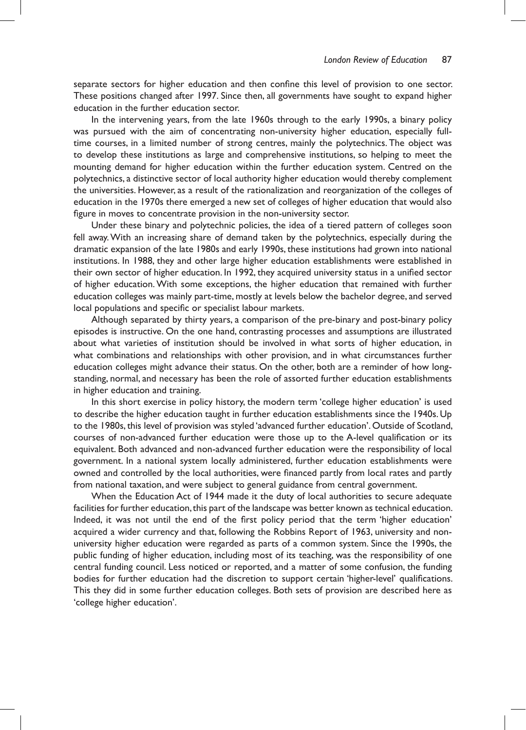separate sectors for higher education and then confine this level of provision to one sector. These positions changed after 1997. Since then, all governments have sought to expand higher education in the further education sector.

In the intervening years, from the late 1960s through to the early 1990s, a binary policy was pursued with the aim of concentrating non-university higher education, especially full-time courses, in a limited number of strong centres, mainly the polytechnics. The object was to develop these institutions as large and comprehensive institutions, so helping to meet the mounting demand for higher education within the further education system. Centred on the polytechnics, a distinctive sector of local authority higher education would thereby complement the universities. However, as a result of the rationalization and reorganization of the colleges of education in the 1970s there emerged a new set of colleges of higher education that would also figure in moves to concentrate provision in the non-university sector.

Under these binary and polytechnic policies, the idea of a tiered pattern of colleges soon fell away. With an increasing share of demand taken by the polytechnics, especially during the dramatic expansion of the late 1980s and early 1990s, these institutions had grown into national institutions. In 1988, they and other large higher education establishments were established in their own sector of higher education. In 1992, they acquired university status in a unified sector of higher education. With some exceptions, the higher education that remained with further education colleges was mainly part-time, mostly at levels below the bachelor degree, and served local populations and specific or specialist labour markets.

Although separated by thirty years, a comparison of the pre-binary and post-binary policy episodes is instructive. On the one hand, contrasting processes and assumptions are illustrated about what varieties of institution should be involved in what sorts of higher education, in what combinations and relationships with other provision, and in what circumstances further education colleges might advance their status. On the other, both are a reminder of how long-standing, normal, and necessary has been the role of assorted further education establishments in higher education and training.

In this short exercise in policy history, the modern term 'college higher education' is used to describe the higher education taught in further education establishments since the 1940s. Up to the 1980s, this level of provision was styled 'advanced further education'. Outside of Scotland, courses of non-advanced further education were those up to the A-level qualification or its equivalent. Both advanced and non-advanced further education were the responsibility of local government. In a national system locally administered, further education establishments were owned and controlled by the local authorities, were financed partly from local rates and partly from national taxation, and were subject to general guidance from central government.

When the Education Act of 1944 made it the duty of local authorities to secure adequate facilities for further education, this part of the landscape was better known as technical education. Indeed, it was not until the end of the first policy period that the term 'higher education' acquired a wider currency and that, following the Robbins Report of 1963, university and non-university higher education were regarded as parts of a common system. Since the 1990s, the public funding of higher education, including most of its teaching, was the responsibility of one central funding council. Less noticed or reported, and a matter of some confusion, the funding bodies for further education had the discretion to support certain 'higher-level' qualifications. This they did in some further education colleges. Both sets of provision are described here as 'college higher education'.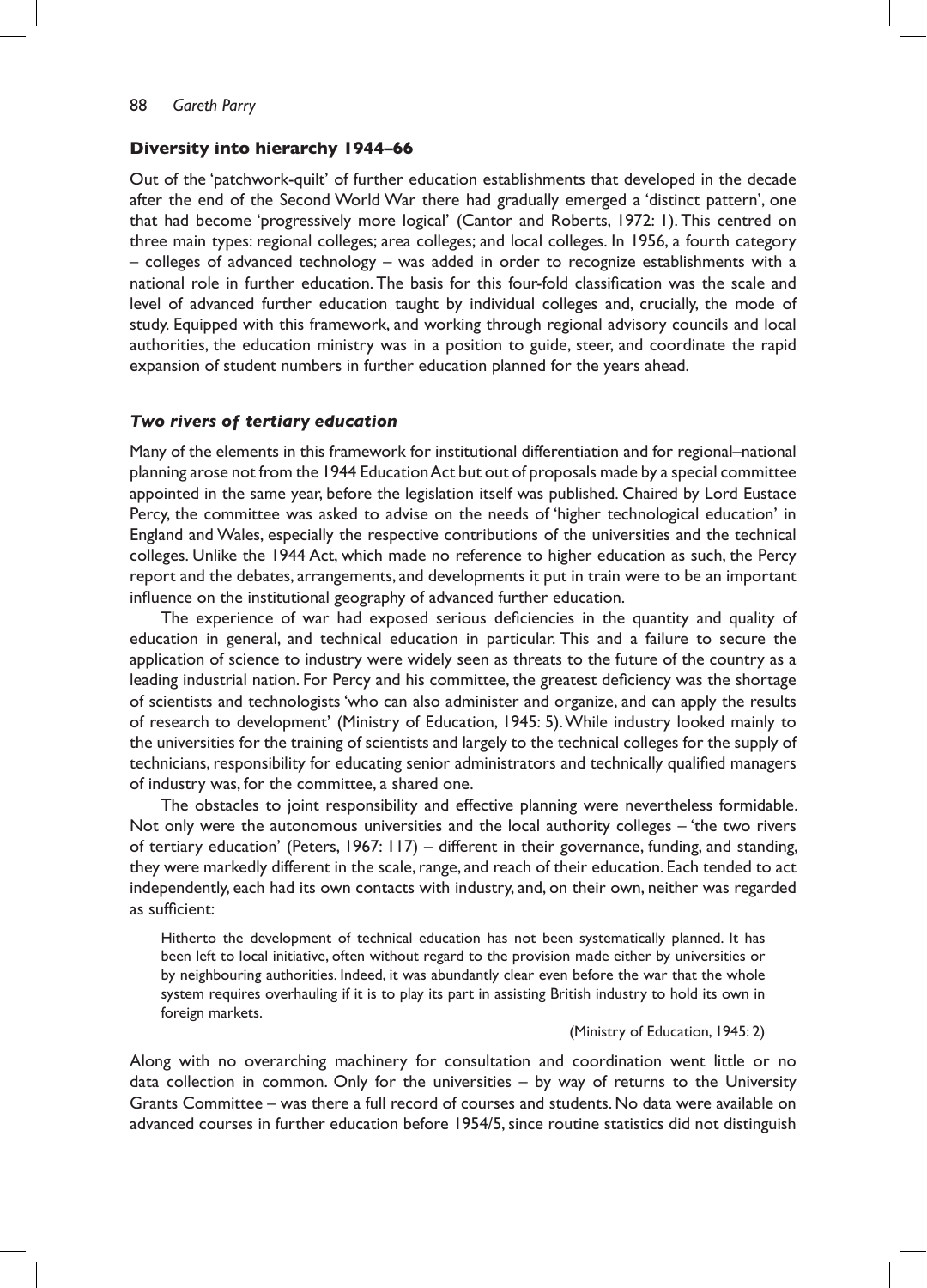## Diversity into hierarchy 1944–66

Out of the 'patchwork-quilt' of further education establishments that developed in the decade after the end of the Second World War there had gradually emerged a 'distinct pattern', one that had become 'progressively more logical' (Cantor and Roberts, 1972: 1). This centred on three main types: regional colleges; area colleges; and local colleges. In 1956, a fourth category – colleges of advanced technology – was added in order to recognize establishments with a national role in further education. The basis for this four-fold classification was the scale and level of advanced further education taught by individual colleges and, crucially, the mode of study. Equipped with this framework, and working through regional advisory councils and local authorities, the education ministry was in a position to guide, steer, and coordinate the rapid expansion of student numbers in further education planned for the years ahead.

### *Two rivers of tertiary education*

Many of the elements in this framework for institutional differentiation and for regional–national planning arose not from the 1944 Education Act but out of proposals made by a special committee appointed in the same year, before the legislation itself was published. Chaired by Lord Eustace Percy, the committee was asked to advise on the needs of 'higher technological education' in England and Wales, especially the respective contributions of the universities and the technical colleges. Unlike the 1944 Act, which made no reference to higher education as such, the Percy report and the debates, arrangements, and developments it put in train were to be an important influence on the institutional geography of advanced further education.

The experience of war had exposed serious deficiencies in the quantity and quality of education in general, and technical education in particular. This and a failure to secure the application of science to industry were widely seen as threats to the future of the country as a leading industrial nation. For Percy and his committee, the greatest deficiency was the shortage of scientists and technologists 'who can also administer and organize, and can apply the results of research to development' (Ministry of Education, 1945: 5). While industry looked mainly to the universities for the training of scientists and largely to the technical colleges for the supply of technicians, responsibility for educating senior administrators and technically qualified managers of industry was, for the committee, a shared one.

The obstacles to joint responsibility and effective planning were nevertheless formidable. Not only were the autonomous universities and the local authority colleges – 'the two rivers of tertiary education' (Peters, 1967: 117) – different in their governance, funding, and standing, they were markedly different in the scale, range, and reach of their education. Each tended to act independently, each had its own contacts with industry, and, on their own, neither was regarded as sufficient:

> Hitherto the development of technical education has not been systematically planned. It has been left to local initiative, often without regard to the provision made either by universities or by neighbouring authorities. Indeed, it was abundantly clear even before the war that the whole system requires overhauling if it is to play its part in assisting British industry to hold its own in foreign markets.
>
> (Ministry of Education, 1945: 2)

Along with no overarching machinery for consultation and coordination went little or no data collection in common. Only for the universities – by way of returns to the University Grants Committee – was there a full record of courses and students. No data were available on advanced courses in further education before 1954/5, since routine statistics did not distinguish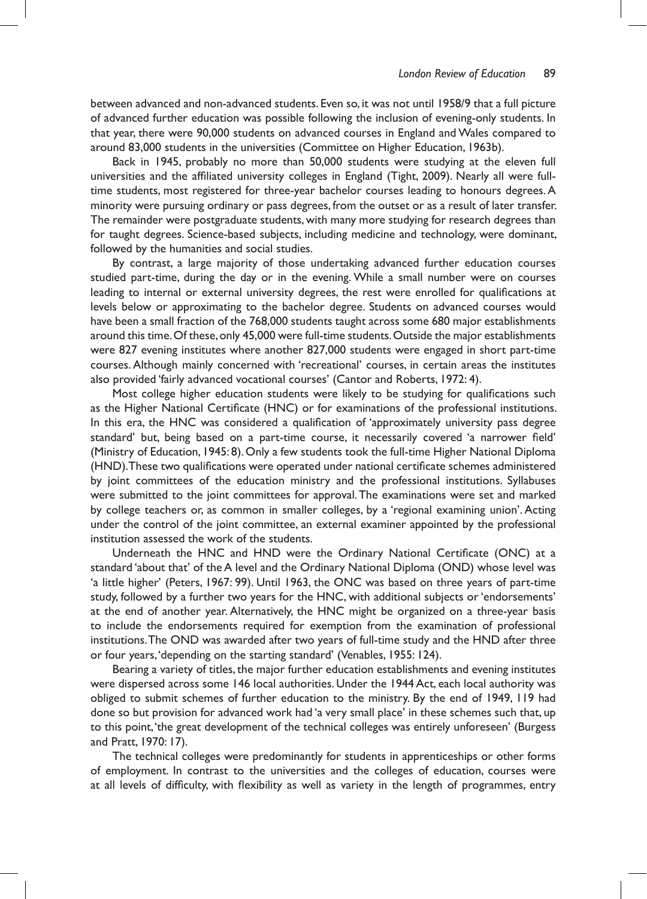between advanced and non-advanced students. Even so, it was not until 1958/9 that a full picture of advanced further education was possible following the inclusion of evening-only students. In that year, there were 90,000 students on advanced courses in England and Wales compared to around 83,000 students in the universities (Committee on Higher Education, 1963b).

Back in 1945, probably no more than 50,000 students were studying at the eleven full universities and the affiliated university colleges in England (Tight, 2009). Nearly all were full-time students, most registered for three-year bachelor courses leading to honours degrees. A minority were pursuing ordinary or pass degrees, from the outset or as a result of later transfer. The remainder were postgraduate students, with many more studying for research degrees than for taught degrees. Science-based subjects, including medicine and technology, were dominant, followed by the humanities and social studies.

By contrast, a large majority of those undertaking advanced further education courses studied part-time, during the day or in the evening. While a small number were on courses leading to internal or external university degrees, the rest were enrolled for qualifications at levels below or approximating to the bachelor degree. Students on advanced courses would have been a small fraction of the 768,000 students taught across some 680 major establishments around this time. Of these, only 45,000 were full-time students. Outside the major establishments were 827 evening institutes where another 827,000 students were engaged in short part-time courses. Although mainly concerned with 'recreational' courses, in certain areas the institutes also provided 'fairly advanced vocational courses' (Cantor and Roberts, 1972: 4).

Most college higher education students were likely to be studying for qualifications such as the Higher National Certificate (HNC) or for examinations of the professional institutions. In this era, the HNC was considered a qualification of 'approximately university pass degree standard' but, being based on a part-time course, it necessarily covered 'a narrower field' (Ministry of Education, 1945: 8). Only a few students took the full-time Higher National Diploma (HND). These two qualifications were operated under national certificate schemes administered by joint committees of the education ministry and the professional institutions. Syllabuses were submitted to the joint committees for approval. The examinations were set and marked by college teachers or, as common in smaller colleges, by a 'regional examining union'. Acting under the control of the joint committee, an external examiner appointed by the professional institution assessed the work of the students.

Underneath the HNC and HND were the Ordinary National Certificate (ONC) at a standard 'about that' of the A level and the Ordinary National Diploma (OND) whose level was 'a little higher' (Peters, 1967: 99). Until 1963, the ONC was based on three years of part-time study, followed by a further two years for the HNC, with additional subjects or 'endorsements' at the end of another year. Alternatively, the HNC might be organized on a three-year basis to include the endorsements required for exemption from the examination of professional institutions. The OND was awarded after two years of full-time study and the HND after three or four years, 'depending on the starting standard' (Venables, 1955: 124).

Bearing a variety of titles, the major further education establishments and evening institutes were dispersed across some 146 local authorities. Under the 1944 Act, each local authority was obliged to submit schemes of further education to the ministry. By the end of 1949, 119 had done so but provision for advanced work had 'a very small place' in these schemes such that, up to this point, 'the great development of the technical colleges was entirely unforeseen' (Burgess and Pratt, 1970: 17).

The technical colleges were predominantly for students in apprenticeships or other forms of employment. In contrast to the universities and the colleges of education, courses were at all levels of difficulty, with flexibility as well as variety in the length of programmes, entry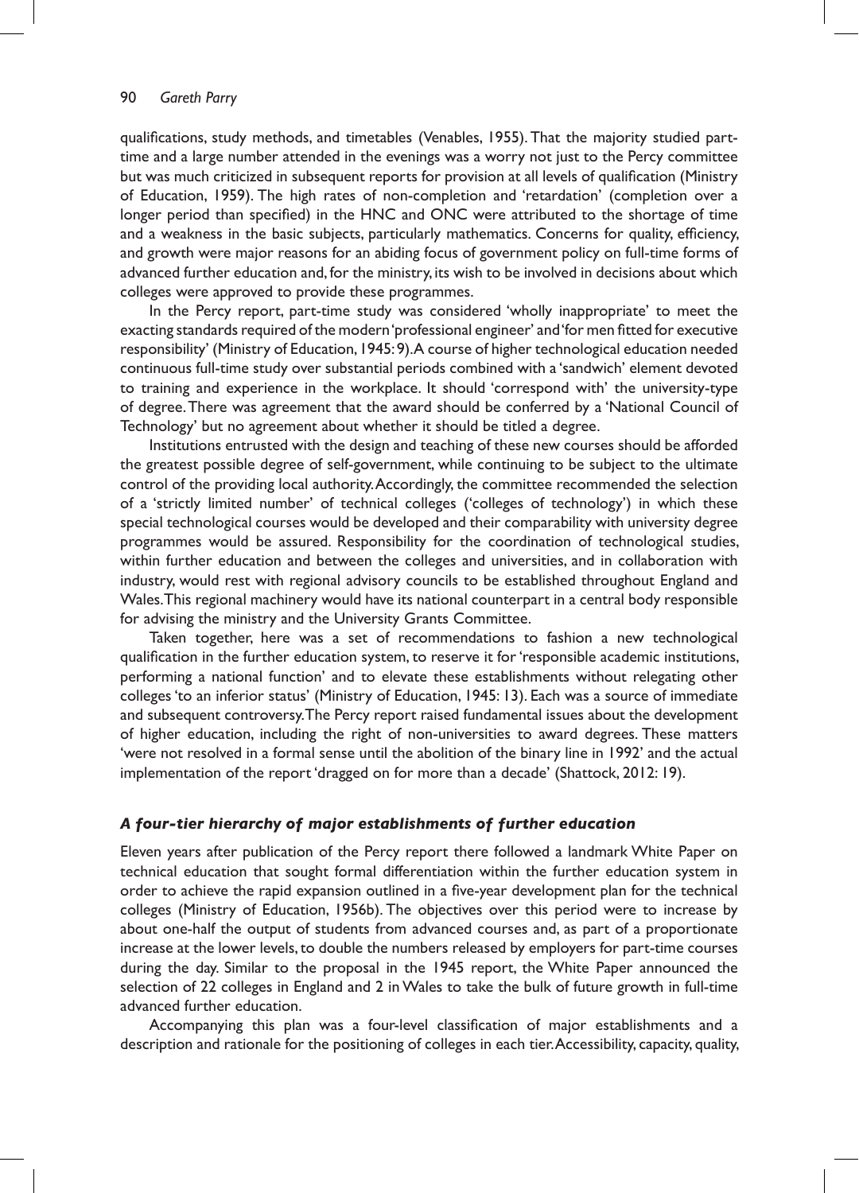qualifications, study methods, and timetables (Venables, 1955). That the majority studied part-time and a large number attended in the evenings was a worry not just to the Percy committee but was much criticized in subsequent reports for provision at all levels of qualification (Ministry of Education, 1959). The high rates of non-completion and 'retardation' (completion over a longer period than specified) in the HNC and ONC were attributed to the shortage of time and a weakness in the basic subjects, particularly mathematics. Concerns for quality, efficiency, and growth were major reasons for an abiding focus of government policy on full-time forms of advanced further education and, for the ministry, its wish to be involved in decisions about which colleges were approved to provide these programmes.

In the Percy report, part-time study was considered 'wholly inappropriate' to meet the exacting standards required of the modern 'professional engineer' and 'for men fitted for executive responsibility' (Ministry of Education, 1945: 9). A course of higher technological education needed continuous full-time study over substantial periods combined with a 'sandwich' element devoted to training and experience in the workplace. It should 'correspond with' the university-type of degree. There was agreement that the award should be conferred by a 'National Council of Technology' but no agreement about whether it should be titled a degree.

Institutions entrusted with the design and teaching of these new courses should be afforded the greatest possible degree of self-government, while continuing to be subject to the ultimate control of the providing local authority. Accordingly, the committee recommended the selection of a 'strictly limited number' of technical colleges ('colleges of technology') in which these special technological courses would be developed and their comparability with university degree programmes would be assured. Responsibility for the coordination of technological studies, within further education and between the colleges and universities, and in collaboration with industry, would rest with regional advisory councils to be established throughout England and Wales. This regional machinery would have its national counterpart in a central body responsible for advising the ministry and the University Grants Committee.

Taken together, here was a set of recommendations to fashion a new technological qualification in the further education system, to reserve it for 'responsible academic institutions, performing a national function' and to elevate these establishments without relegating other colleges 'to an inferior status' (Ministry of Education, 1945: 13). Each was a source of immediate and subsequent controversy. The Percy report raised fundamental issues about the development of higher education, including the right of non-universities to award degrees. These matters 'were not resolved in a formal sense until the abolition of the binary line in 1992' and the actual implementation of the report 'dragged on for more than a decade' (Shattock, 2012: 19).

### *A four-tier hierarchy of major establishments of further education*

Eleven years after publication of the Percy report there followed a landmark White Paper on technical education that sought formal differentiation within the further education system in order to achieve the rapid expansion outlined in a five-year development plan for the technical colleges (Ministry of Education, 1956b). The objectives over this period were to increase by about one-half the output of students from advanced courses and, as part of a proportionate increase at the lower levels, to double the numbers released by employers for part-time courses during the day. Similar to the proposal in the 1945 report, the White Paper announced the selection of 22 colleges in England and 2 in Wales to take the bulk of future growth in full-time advanced further education.

Accompanying this plan was a four-level classification of major establishments and a description and rationale for the positioning of colleges in each tier. Accessibility, capacity, quality,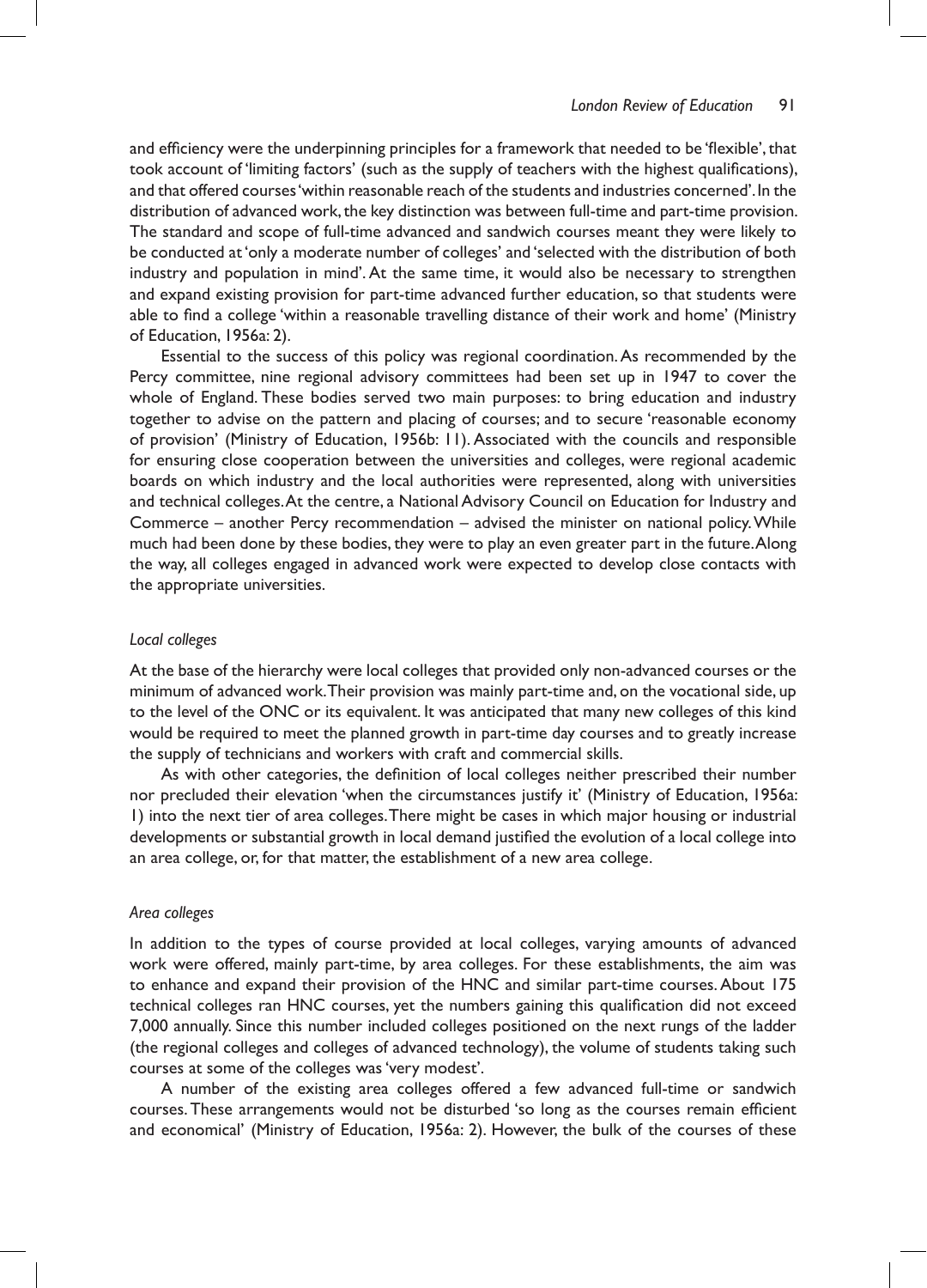and efficiency were the underpinning principles for a framework that needed to be 'flexible', that took account of 'limiting factors' (such as the supply of teachers with the highest qualifications), and that offered courses 'within reasonable reach of the students and industries concerned'. In the distribution of advanced work, the key distinction was between full-time and part-time provision. The standard and scope of full-time advanced and sandwich courses meant they were likely to be conducted at 'only a moderate number of colleges' and 'selected with the distribution of both industry and population in mind'. At the same time, it would also be necessary to strengthen and expand existing provision for part-time advanced further education, so that students were able to find a college 'within a reasonable travelling distance of their work and home' (Ministry of Education, 1956a: 2).

Essential to the success of this policy was regional coordination. As recommended by the Percy committee, nine regional advisory committees had been set up in 1947 to cover the whole of England. These bodies served two main purposes: to bring education and industry together to advise on the pattern and placing of courses; and to secure 'reasonable economy of provision' (Ministry of Education, 1956b: 11). Associated with the councils and responsible for ensuring close cooperation between the universities and colleges, were regional academic boards on which industry and the local authorities were represented, along with universities and technical colleges. At the centre, a National Advisory Council on Education for Industry and Commerce – another Percy recommendation – advised the minister on national policy. While much had been done by these bodies, they were to play an even greater part in the future. Along the way, all colleges engaged in advanced work were expected to develop close contacts with the appropriate universities.

### *Local colleges*

At the base of the hierarchy were local colleges that provided only non-advanced courses or the minimum of advanced work. Their provision was mainly part-time and, on the vocational side, up to the level of the ONC or its equivalent. It was anticipated that many new colleges of this kind would be required to meet the planned growth in part-time day courses and to greatly increase the supply of technicians and workers with craft and commercial skills.

As with other categories, the definition of local colleges neither prescribed their number nor precluded their elevation 'when the circumstances justify it' (Ministry of Education, 1956a: 1) into the next tier of area colleges. There might be cases in which major housing or industrial developments or substantial growth in local demand justified the evolution of a local college into an area college, or, for that matter, the establishment of a new area college.

### *Area colleges*

In addition to the types of course provided at local colleges, varying amounts of advanced work were offered, mainly part-time, by area colleges. For these establishments, the aim was to enhance and expand their provision of the HNC and similar part-time courses. About 175 technical colleges ran HNC courses, yet the numbers gaining this qualification did not exceed 7,000 annually. Since this number included colleges positioned on the next rungs of the ladder (the regional colleges and colleges of advanced technology), the volume of students taking such courses at some of the colleges was 'very modest'.

A number of the existing area colleges offered a few advanced full-time or sandwich courses. These arrangements would not be disturbed 'so long as the courses remain efficient and economical' (Ministry of Education, 1956a: 2). However, the bulk of the courses of these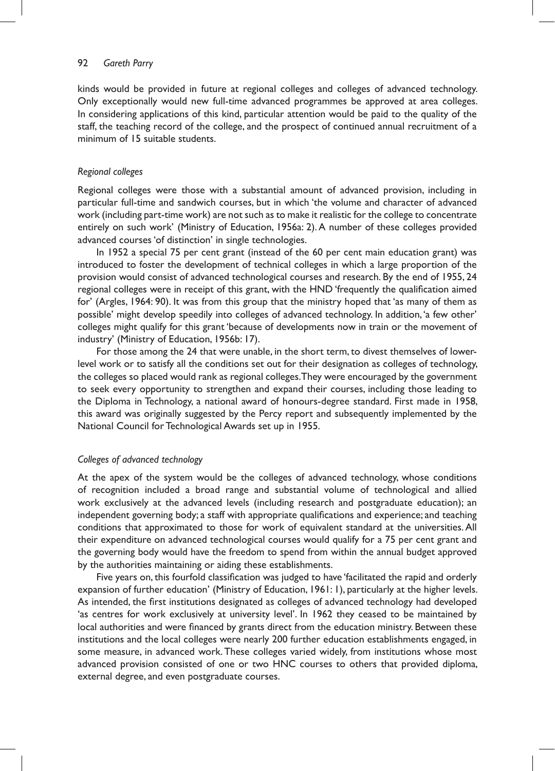kinds would be provided in future at regional colleges and colleges of advanced technology. Only exceptionally would new full-time advanced programmes be approved at area colleges. In considering applications of this kind, particular attention would be paid to the quality of the staff, the teaching record of the college, and the prospect of continued annual recruitment of a minimum of 15 suitable students.

### *Regional colleges*

Regional colleges were those with a substantial amount of advanced provision, including in particular full-time and sandwich courses, but in which 'the volume and character of advanced work (including part-time work) are not such as to make it realistic for the college to concentrate entirely on such work' (Ministry of Education, 1956a: 2). A number of these colleges provided advanced courses 'of distinction' in single technologies.

In 1952 a special 75 per cent grant (instead of the 60 per cent main education grant) was introduced to foster the development of technical colleges in which a large proportion of the provision would consist of advanced technological courses and research. By the end of 1955, 24 regional colleges were in receipt of this grant, with the HND 'frequently the qualification aimed for' (Argles, 1964: 90). It was from this group that the ministry hoped that 'as many of them as possible' might develop speedily into colleges of advanced technology. In addition, 'a few other' colleges might qualify for this grant 'because of developments now in train or the movement of industry' (Ministry of Education, 1956b: 17).

For those among the 24 that were unable, in the short term, to divest themselves of lower-level work or to satisfy all the conditions set out for their designation as colleges of technology, the colleges so placed would rank as regional colleges. They were encouraged by the government to seek every opportunity to strengthen and expand their courses, including those leading to the Diploma in Technology, a national award of honours-degree standard. First made in 1958, this award was originally suggested by the Percy report and subsequently implemented by the National Council for Technological Awards set up in 1955.

### *Colleges of advanced technology*

At the apex of the system would be the colleges of advanced technology, whose conditions of recognition included a broad range and substantial volume of technological and allied work exclusively at the advanced levels (including research and postgraduate education); an independent governing body; a staff with appropriate qualifications and experience; and teaching conditions that approximated to those for work of equivalent standard at the universities. All their expenditure on advanced technological courses would qualify for a 75 per cent grant and the governing body would have the freedom to spend from within the annual budget approved by the authorities maintaining or aiding these establishments.

Five years on, this fourfold classification was judged to have 'facilitated the rapid and orderly expansion of further education' (Ministry of Education, 1961: 1), particularly at the higher levels. As intended, the first institutions designated as colleges of advanced technology had developed 'as centres for work exclusively at university level'. In 1962 they ceased to be maintained by local authorities and were financed by grants direct from the education ministry. Between these institutions and the local colleges were nearly 200 further education establishments engaged, in some measure, in advanced work. These colleges varied widely, from institutions whose most advanced provision consisted of one or two HNC courses to others that provided diploma, external degree, and even postgraduate courses.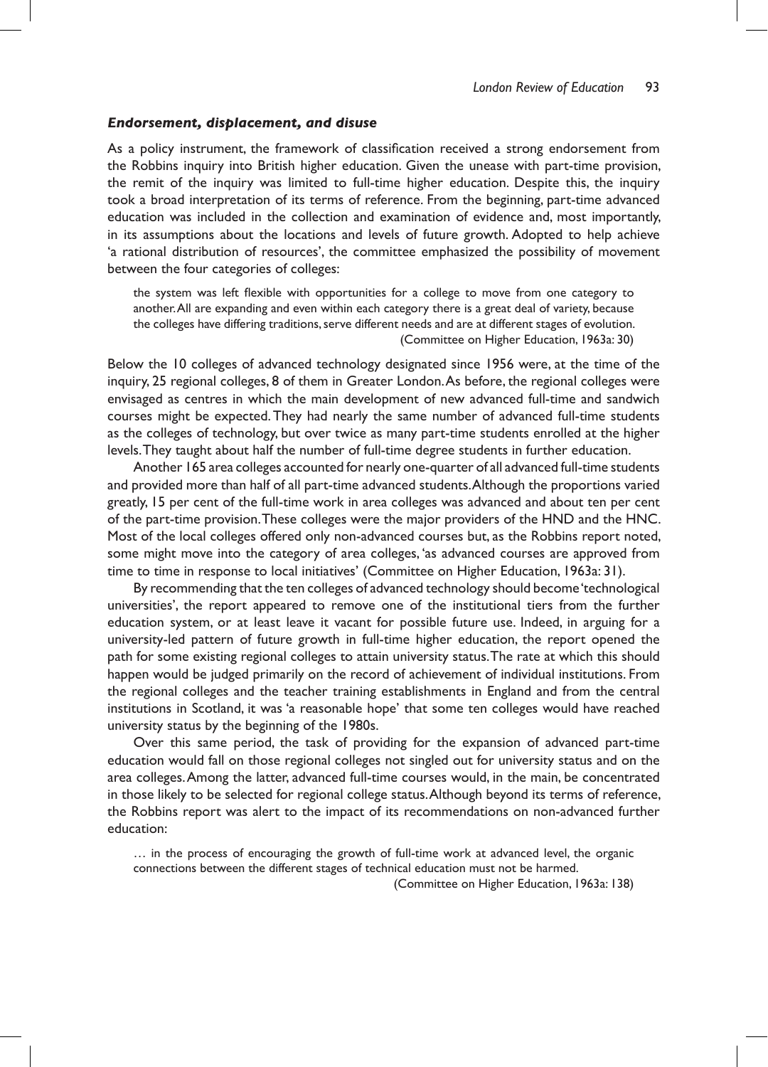### *Endorsement, displacement, and disuse*

As a policy instrument, the framework of classification received a strong endorsement from the Robbins inquiry into British higher education. Given the unease with part-time provision, the remit of the inquiry was limited to full-time higher education. Despite this, the inquiry took a broad interpretation of its terms of reference. From the beginning, part-time advanced education was included in the collection and examination of evidence and, most importantly, in its assumptions about the locations and levels of future growth. Adopted to help achieve 'a rational distribution of resources', the committee emphasized the possibility of movement between the four categories of colleges:

> the system was left flexible with opportunities for a college to move from one category to another. All are expanding and even within each category there is a great deal of variety, because the colleges have differing traditions, serve different needs and are at different stages of evolution.
> (Committee on Higher Education, 1963a: 30)

Below the 10 colleges of advanced technology designated since 1956 were, at the time of the inquiry, 25 regional colleges, 8 of them in Greater London. As before, the regional colleges were envisaged as centres in which the main development of new advanced full-time and sandwich courses might be expected. They had nearly the same number of advanced full-time students as the colleges of technology, but over twice as many part-time students enrolled at the higher levels. They taught about half the number of full-time degree students in further education.

Another 165 area colleges accounted for nearly one-quarter of all advanced full-time students and provided more than half of all part-time advanced students. Although the proportions varied greatly, 15 per cent of the full-time work in area colleges was advanced and about ten per cent of the part-time provision. These colleges were the major providers of the HND and the HNC. Most of the local colleges offered only non-advanced courses but, as the Robbins report noted, some might move into the category of area colleges, 'as advanced courses are approved from time to time in response to local initiatives' (Committee on Higher Education, 1963a: 31).

By recommending that the ten colleges of advanced technology should become 'technological universities', the report appeared to remove one of the institutional tiers from the further education system, or at least leave it vacant for possible future use. Indeed, in arguing for a university-led pattern of future growth in full-time higher education, the report opened the path for some existing regional colleges to attain university status. The rate at which this should happen would be judged primarily on the record of achievement of individual institutions. From the regional colleges and the teacher training establishments in England and from the central institutions in Scotland, it was 'a reasonable hope' that some ten colleges would have reached university status by the beginning of the 1980s.

Over this same period, the task of providing for the expansion of advanced part-time education would fall on those regional colleges not singled out for university status and on the area colleges. Among the latter, advanced full-time courses would, in the main, be concentrated in those likely to be selected for regional college status. Although beyond its terms of reference, the Robbins report was alert to the impact of its recommendations on non-advanced further education:

> … in the process of encouraging the growth of full-time work at advanced level, the organic connections between the different stages of technical education must not be harmed.
> (Committee on Higher Education, 1963a: 138)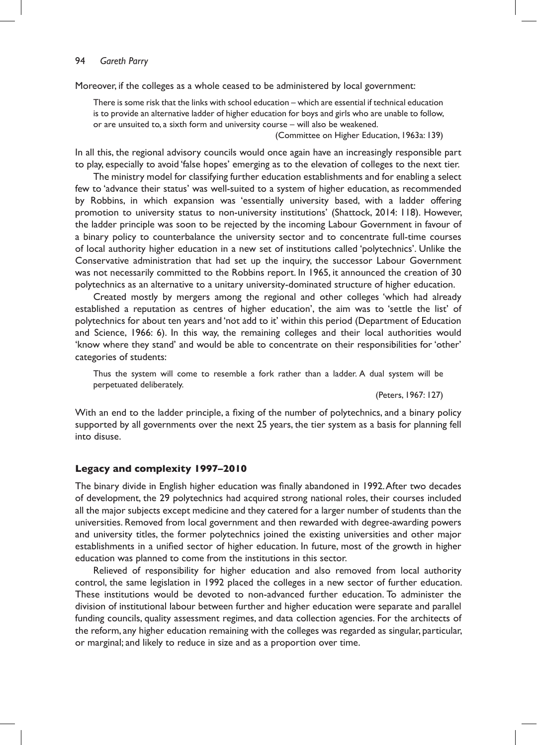Moreover, if the colleges as a whole ceased to be administered by local government:

> There is some risk that the links with school education – which are essential if technical education is to provide an alternative ladder of higher education for boys and girls who are unable to follow, or are unsuited to, a sixth form and university course – will also be weakened.
>
> (Committee on Higher Education, 1963a: 139)

In all this, the regional advisory councils would once again have an increasingly responsible part to play, especially to avoid 'false hopes' emerging as to the elevation of colleges to the next tier.

The ministry model for classifying further education establishments and for enabling a select few to 'advance their status' was well-suited to a system of higher education, as recommended by Robbins, in which expansion was 'essentially university based, with a ladder offering promotion to university status to non-university institutions' (Shattock, 2014: 118). However, the ladder principle was soon to be rejected by the incoming Labour Government in favour of a binary policy to counterbalance the university sector and to concentrate full-time courses of local authority higher education in a new set of institutions called 'polytechnics'. Unlike the Conservative administration that had set up the inquiry, the successor Labour Government was not necessarily committed to the Robbins report. In 1965, it announced the creation of 30 polytechnics as an alternative to a unitary university-dominated structure of higher education.

Created mostly by mergers among the regional and other colleges 'which had already established a reputation as centres of higher education', the aim was to 'settle the list' of polytechnics for about ten years and 'not add to it' within this period (Department of Education and Science, 1966: 6). In this way, the remaining colleges and their local authorities would 'know where they stand' and would be able to concentrate on their responsibilities for 'other' categories of students:

> Thus the system will come to resemble a fork rather than a ladder. A dual system will be perpetuated deliberately.
>
> (Peters, 1967: 127)

With an end to the ladder principle, a fixing of the number of polytechnics, and a binary policy supported by all governments over the next 25 years, the tier system as a basis for planning fell into disuse.

## Legacy and complexity 1997–2010

The binary divide in English higher education was finally abandoned in 1992. After two decades of development, the 29 polytechnics had acquired strong national roles, their courses included all the major subjects except medicine and they catered for a larger number of students than the universities. Removed from local government and then rewarded with degree-awarding powers and university titles, the former polytechnics joined the existing universities and other major establishments in a unified sector of higher education. In future, most of the growth in higher education was planned to come from the institutions in this sector.

Relieved of responsibility for higher education and also removed from local authority control, the same legislation in 1992 placed the colleges in a new sector of further education. These institutions would be devoted to non-advanced further education. To administer the division of institutional labour between further and higher education were separate and parallel funding councils, quality assessment regimes, and data collection agencies. For the architects of the reform, any higher education remaining with the colleges was regarded as singular, particular, or marginal; and likely to reduce in size and as a proportion over time.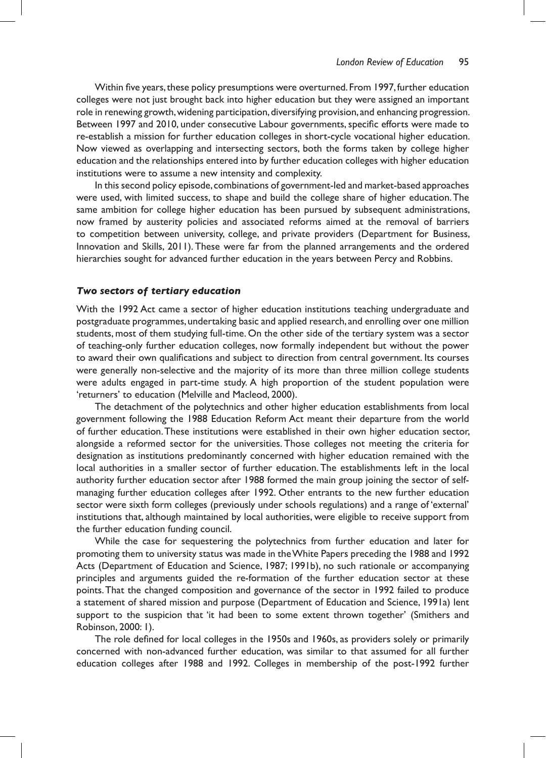Within five years, these policy presumptions were overturned. From 1997, further education colleges were not just brought back into higher education but they were assigned an important role in renewing growth, widening participation, diversifying provision, and enhancing progression. Between 1997 and 2010, under consecutive Labour governments, specific efforts were made to re-establish a mission for further education colleges in short-cycle vocational higher education. Now viewed as overlapping and intersecting sectors, both the forms taken by college higher education and the relationships entered into by further education colleges with higher education institutions were to assume a new intensity and complexity.

In this second policy episode, combinations of government-led and market-based approaches were used, with limited success, to shape and build the college share of higher education. The same ambition for college higher education has been pursued by subsequent administrations, now framed by austerity policies and associated reforms aimed at the removal of barriers to competition between university, college, and private providers (Department for Business, Innovation and Skills, 2011). These were far from the planned arrangements and the ordered hierarchies sought for advanced further education in the years between Percy and Robbins.

### *Two sectors of tertiary education*

With the 1992 Act came a sector of higher education institutions teaching undergraduate and postgraduate programmes, undertaking basic and applied research, and enrolling over one million students, most of them studying full-time. On the other side of the tertiary system was a sector of teaching-only further education colleges, now formally independent but without the power to award their own qualifications and subject to direction from central government. Its courses were generally non-selective and the majority of its more than three million college students were adults engaged in part-time study. A high proportion of the student population were 'returners' to education (Melville and Macleod, 2000).

The detachment of the polytechnics and other higher education establishments from local government following the 1988 Education Reform Act meant their departure from the world of further education. These institutions were established in their own higher education sector, alongside a reformed sector for the universities. Those colleges not meeting the criteria for designation as institutions predominantly concerned with higher education remained with the local authorities in a smaller sector of further education. The establishments left in the local authority further education sector after 1988 formed the main group joining the sector of self-managing further education colleges after 1992. Other entrants to the new further education sector were sixth form colleges (previously under schools regulations) and a range of 'external' institutions that, although maintained by local authorities, were eligible to receive support from the further education funding council.

While the case for sequestering the polytechnics from further education and later for promoting them to university status was made in the White Papers preceding the 1988 and 1992 Acts (Department of Education and Science, 1987; 1991b), no such rationale or accompanying principles and arguments guided the re-formation of the further education sector at these points. That the changed composition and governance of the sector in 1992 failed to produce a statement of shared mission and purpose (Department of Education and Science, 1991a) lent support to the suspicion that 'it had been to some extent thrown together' (Smithers and Robinson, 2000: 1).

The role defined for local colleges in the 1950s and 1960s, as providers solely or primarily concerned with non-advanced further education, was similar to that assumed for all further education colleges after 1988 and 1992. Colleges in membership of the post-1992 further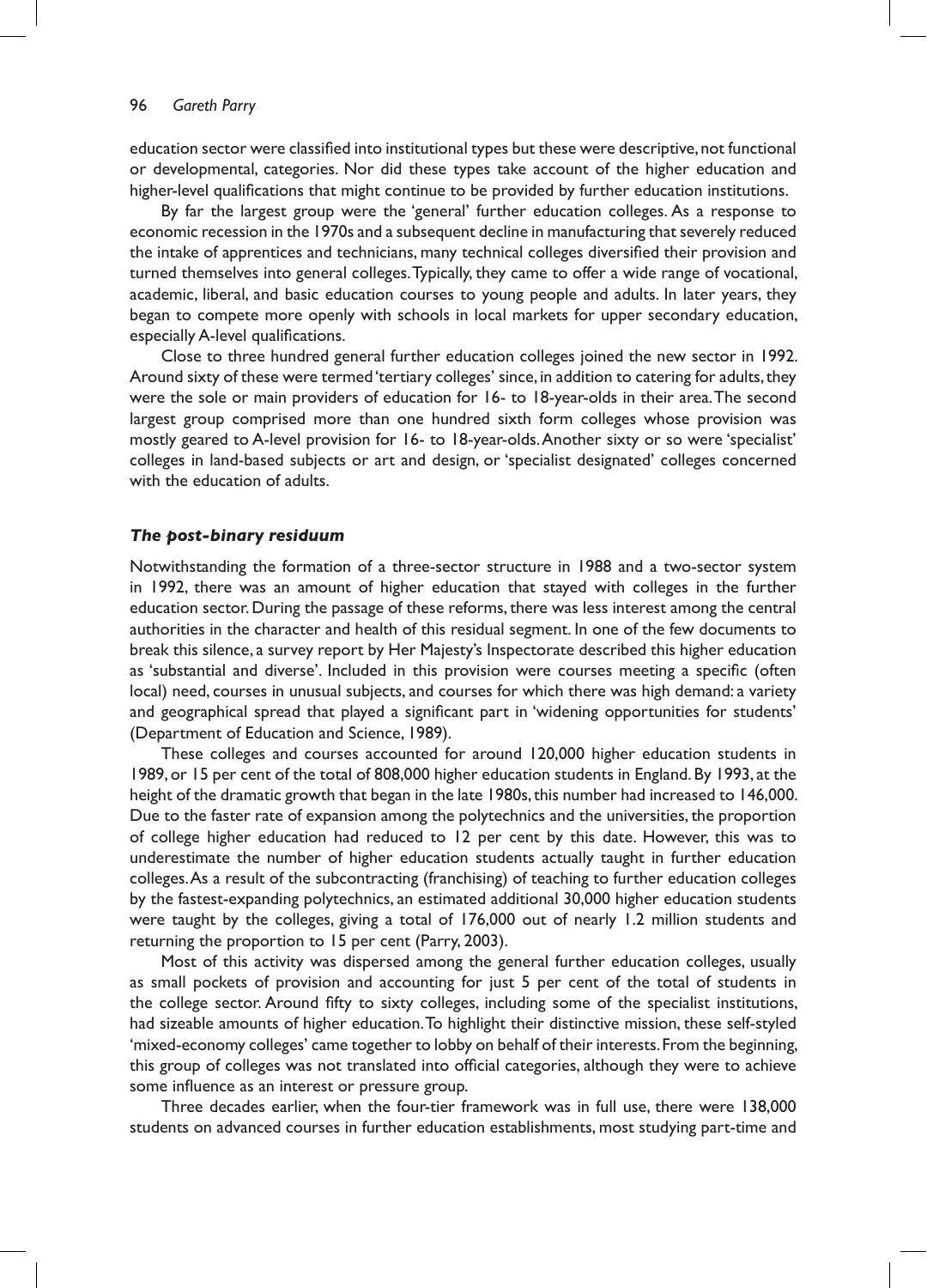education sector were classified into institutional types but these were descriptive, not functional or developmental, categories. Nor did these types take account of the higher education and higher-level qualifications that might continue to be provided by further education institutions.

By far the largest group were the 'general' further education colleges. As a response to economic recession in the 1970s and a subsequent decline in manufacturing that severely reduced the intake of apprentices and technicians, many technical colleges diversified their provision and turned themselves into general colleges. Typically, they came to offer a wide range of vocational, academic, liberal, and basic education courses to young people and adults. In later years, they began to compete more openly with schools in local markets for upper secondary education, especially A-level qualifications.

Close to three hundred general further education colleges joined the new sector in 1992. Around sixty of these were termed 'tertiary colleges' since, in addition to catering for adults, they were the sole or main providers of education for 16- to 18-year-olds in their area. The second largest group comprised more than one hundred sixth form colleges whose provision was mostly geared to A-level provision for 16- to 18-year-olds. Another sixty or so were 'specialist' colleges in land-based subjects or art and design, or 'specialist designated' colleges concerned with the education of adults.

### *The post-binary residuum*

Notwithstanding the formation of a three-sector structure in 1988 and a two-sector system in 1992, there was an amount of higher education that stayed with colleges in the further education sector. During the passage of these reforms, there was less interest among the central authorities in the character and health of this residual segment. In one of the few documents to break this silence, a survey report by Her Majesty's Inspectorate described this higher education as 'substantial and diverse'. Included in this provision were courses meeting a specific (often local) need, courses in unusual subjects, and courses for which there was high demand: a variety and geographical spread that played a significant part in 'widening opportunities for students' (Department of Education and Science, 1989).

These colleges and courses accounted for around 120,000 higher education students in 1989, or 15 per cent of the total of 808,000 higher education students in England. By 1993, at the height of the dramatic growth that began in the late 1980s, this number had increased to 146,000. Due to the faster rate of expansion among the polytechnics and the universities, the proportion of college higher education had reduced to 12 per cent by this date. However, this was to underestimate the number of higher education students actually taught in further education colleges. As a result of the subcontracting (franchising) of teaching to further education colleges by the fastest-expanding polytechnics, an estimated additional 30,000 higher education students were taught by the colleges, giving a total of 176,000 out of nearly 1.2 million students and returning the proportion to 15 per cent (Parry, 2003).

Most of this activity was dispersed among the general further education colleges, usually as small pockets of provision and accounting for just 5 per cent of the total of students in the college sector. Around fifty to sixty colleges, including some of the specialist institutions, had sizeable amounts of higher education. To highlight their distinctive mission, these self-styled 'mixed-economy colleges' came together to lobby on behalf of their interests. From the beginning, this group of colleges was not translated into official categories, although they were to achieve some influence as an interest or pressure group.

Three decades earlier, when the four-tier framework was in full use, there were 138,000 students on advanced courses in further education establishments, most studying part-time and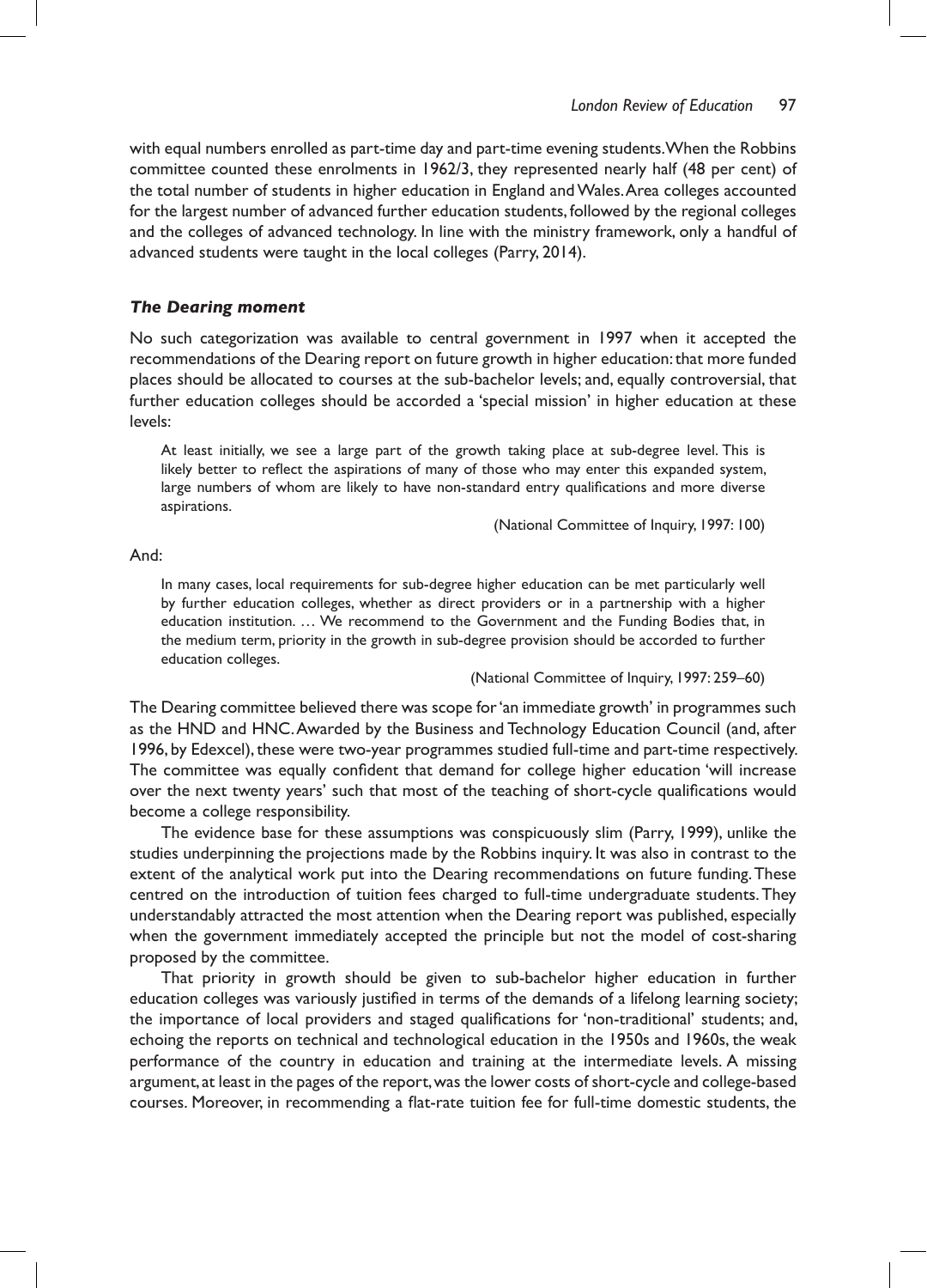with equal numbers enrolled as part-time day and part-time evening students. When the Robbins committee counted these enrolments in 1962/3, they represented nearly half (48 per cent) of the total number of students in higher education in England and Wales. Area colleges accounted for the largest number of advanced further education students, followed by the regional colleges and the colleges of advanced technology. In line with the ministry framework, only a handful of advanced students were taught in the local colleges (Parry, 2014).

### *The Dearing moment*

No such categorization was available to central government in 1997 when it accepted the recommendations of the Dearing report on future growth in higher education: that more funded places should be allocated to courses at the sub-bachelor levels; and, equally controversial, that further education colleges should be accorded a 'special mission' in higher education at these levels:

> At least initially, we see a large part of the growth taking place at sub-degree level. This is likely better to reflect the aspirations of many of those who may enter this expanded system, large numbers of whom are likely to have non-standard entry qualifications and more diverse aspirations.
>
> (National Committee of Inquiry, 1997: 100)

And:

> In many cases, local requirements for sub-degree higher education can be met particularly well by further education colleges, whether as direct providers or in a partnership with a higher education institution. … We recommend to the Government and the Funding Bodies that, in the medium term, priority in the growth in sub-degree provision should be accorded to further education colleges.
>
> (National Committee of Inquiry, 1997: 259–60)

The Dearing committee believed there was scope for 'an immediate growth' in programmes such as the HND and HNC. Awarded by the Business and Technology Education Council (and, after 1996, by Edexcel), these were two-year programmes studied full-time and part-time respectively. The committee was equally confident that demand for college higher education 'will increase over the next twenty years' such that most of the teaching of short-cycle qualifications would become a college responsibility.

The evidence base for these assumptions was conspicuously slim (Parry, 1999), unlike the studies underpinning the projections made by the Robbins inquiry. It was also in contrast to the extent of the analytical work put into the Dearing recommendations on future funding. These centred on the introduction of tuition fees charged to full-time undergraduate students. They understandably attracted the most attention when the Dearing report was published, especially when the government immediately accepted the principle but not the model of cost-sharing proposed by the committee.

That priority in growth should be given to sub-bachelor higher education in further education colleges was variously justified in terms of the demands of a lifelong learning society; the importance of local providers and staged qualifications for 'non-traditional' students; and, echoing the reports on technical and technological education in the 1950s and 1960s, the weak performance of the country in education and training at the intermediate levels. A missing argument, at least in the pages of the report, was the lower costs of short-cycle and college-based courses. Moreover, in recommending a flat-rate tuition fee for full-time domestic students, the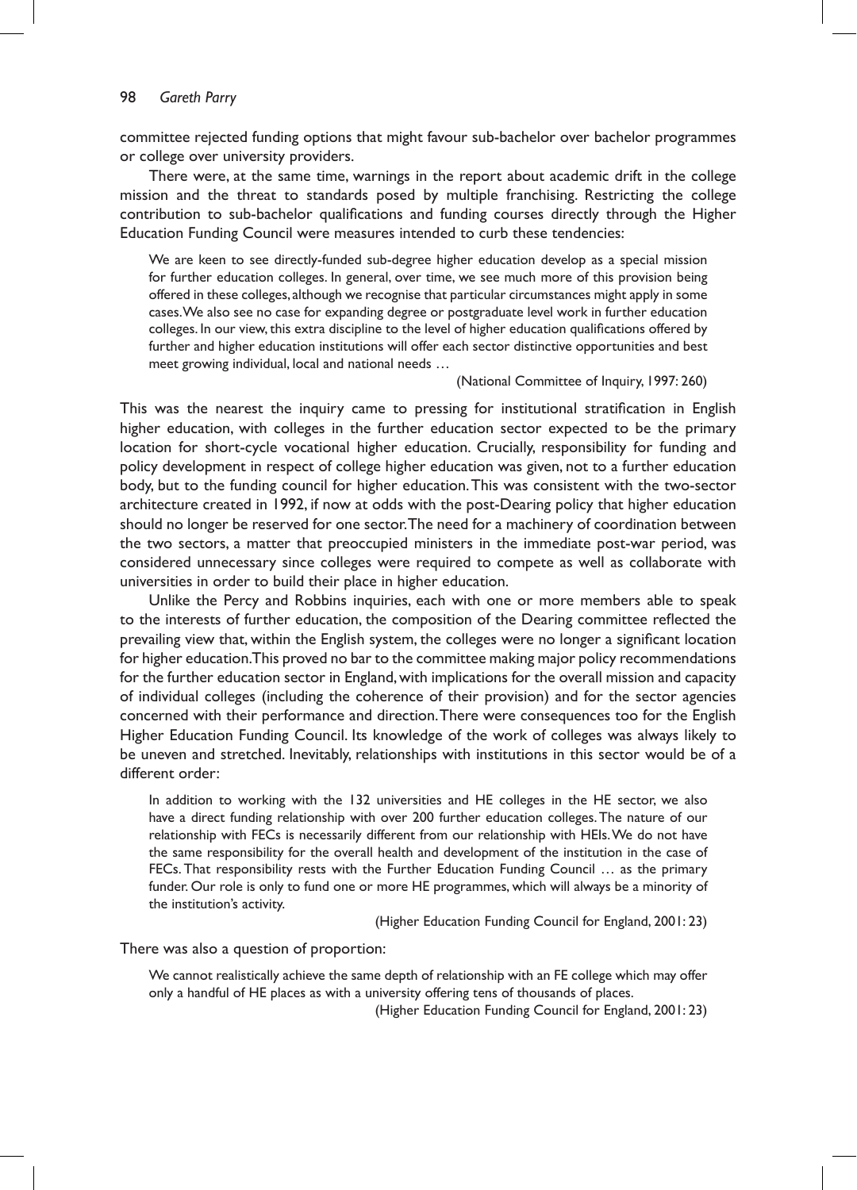committee rejected funding options that might favour sub-bachelor over bachelor programmes or college over university providers.

There were, at the same time, warnings in the report about academic drift in the college mission and the threat to standards posed by multiple franchising. Restricting the college contribution to sub-bachelor qualifications and funding courses directly through the Higher Education Funding Council were measures intended to curb these tendencies:

> We are keen to see directly-funded sub-degree higher education develop as a special mission for further education colleges. In general, over time, we see much more of this provision being offered in these colleges, although we recognise that particular circumstances might apply in some cases. We also see no case for expanding degree or postgraduate level work in further education colleges. In our view, this extra discipline to the level of higher education qualifications offered by further and higher education institutions will offer each sector distinctive opportunities and best meet growing individual, local and national needs …
>
> (National Committee of Inquiry, 1997: 260)

This was the nearest the inquiry came to pressing for institutional stratification in English higher education, with colleges in the further education sector expected to be the primary location for short-cycle vocational higher education. Crucially, responsibility for funding and policy development in respect of college higher education was given, not to a further education body, but to the funding council for higher education. This was consistent with the two-sector architecture created in 1992, if now at odds with the post-Dearing policy that higher education should no longer be reserved for one sector. The need for a machinery of coordination between the two sectors, a matter that preoccupied ministers in the immediate post-war period, was considered unnecessary since colleges were required to compete as well as collaborate with universities in order to build their place in higher education.

Unlike the Percy and Robbins inquiries, each with one or more members able to speak to the interests of further education, the composition of the Dearing committee reflected the prevailing view that, within the English system, the colleges were no longer a significant location for higher education. This proved no bar to the committee making major policy recommendations for the further education sector in England, with implications for the overall mission and capacity of individual colleges (including the coherence of their provision) and for the sector agencies concerned with their performance and direction. There were consequences too for the English Higher Education Funding Council. Its knowledge of the work of colleges was always likely to be uneven and stretched. Inevitably, relationships with institutions in this sector would be of a different order:

> In addition to working with the 132 universities and HE colleges in the HE sector, we also have a direct funding relationship with over 200 further education colleges. The nature of our relationship with FECs is necessarily different from our relationship with HEIs. We do not have the same responsibility for the overall health and development of the institution in the case of FECs. That responsibility rests with the Further Education Funding Council … as the primary funder. Our role is only to fund one or more HE programmes, which will always be a minority of the institution's activity.
>
> (Higher Education Funding Council for England, 2001: 23)

There was also a question of proportion:

> We cannot realistically achieve the same depth of relationship with an FE college which may offer only a handful of HE places as with a university offering tens of thousands of places.
>
> (Higher Education Funding Council for England, 2001: 23)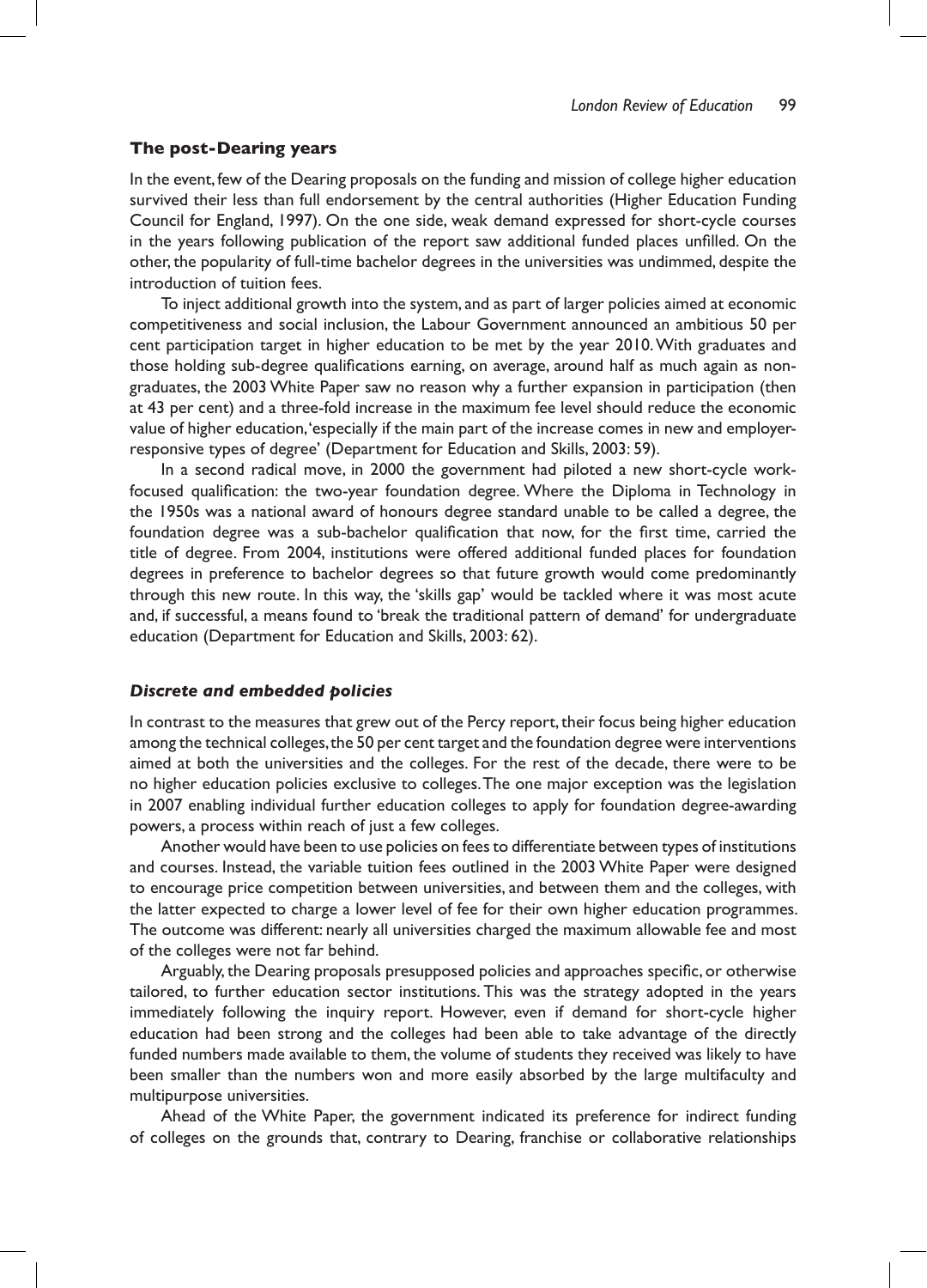## The post-Dearing years

In the event, few of the Dearing proposals on the funding and mission of college higher education survived their less than full endorsement by the central authorities (Higher Education Funding Council for England, 1997). On the one side, weak demand expressed for short-cycle courses in the years following publication of the report saw additional funded places unfilled. On the other, the popularity of full-time bachelor degrees in the universities was undimmed, despite the introduction of tuition fees.

To inject additional growth into the system, and as part of larger policies aimed at economic competitiveness and social inclusion, the Labour Government announced an ambitious 50 per cent participation target in higher education to be met by the year 2010. With graduates and those holding sub-degree qualifications earning, on average, around half as much again as non-graduates, the 2003 White Paper saw no reason why a further expansion in participation (then at 43 per cent) and a three-fold increase in the maximum fee level should reduce the economic value of higher education, 'especially if the main part of the increase comes in new and employer-responsive types of degree' (Department for Education and Skills, 2003: 59).

In a second radical move, in 2000 the government had piloted a new short-cycle work-focused qualification: the two-year foundation degree. Where the Diploma in Technology in the 1950s was a national award of honours degree standard unable to be called a degree, the foundation degree was a sub-bachelor qualification that now, for the first time, carried the title of degree. From 2004, institutions were offered additional funded places for foundation degrees in preference to bachelor degrees so that future growth would come predominantly through this new route. In this way, the 'skills gap' would be tackled where it was most acute and, if successful, a means found to 'break the traditional pattern of demand' for undergraduate education (Department for Education and Skills, 2003: 62).

### *Discrete and embedded policies*

In contrast to the measures that grew out of the Percy report, their focus being higher education among the technical colleges, the 50 per cent target and the foundation degree were interventions aimed at both the universities and the colleges. For the rest of the decade, there were to be no higher education policies exclusive to colleges. The one major exception was the legislation in 2007 enabling individual further education colleges to apply for foundation degree-awarding powers, a process within reach of just a few colleges.

Another would have been to use policies on fees to differentiate between types of institutions and courses. Instead, the variable tuition fees outlined in the 2003 White Paper were designed to encourage price competition between universities, and between them and the colleges, with the latter expected to charge a lower level of fee for their own higher education programmes. The outcome was different: nearly all universities charged the maximum allowable fee and most of the colleges were not far behind.

Arguably, the Dearing proposals presupposed policies and approaches specific, or otherwise tailored, to further education sector institutions. This was the strategy adopted in the years immediately following the inquiry report. However, even if demand for short-cycle higher education had been strong and the colleges had been able to take advantage of the directly funded numbers made available to them, the volume of students they received was likely to have been smaller than the numbers won and more easily absorbed by the large multifaculty and multipurpose universities.

Ahead of the White Paper, the government indicated its preference for indirect funding of colleges on the grounds that, contrary to Dearing, franchise or collaborative relationships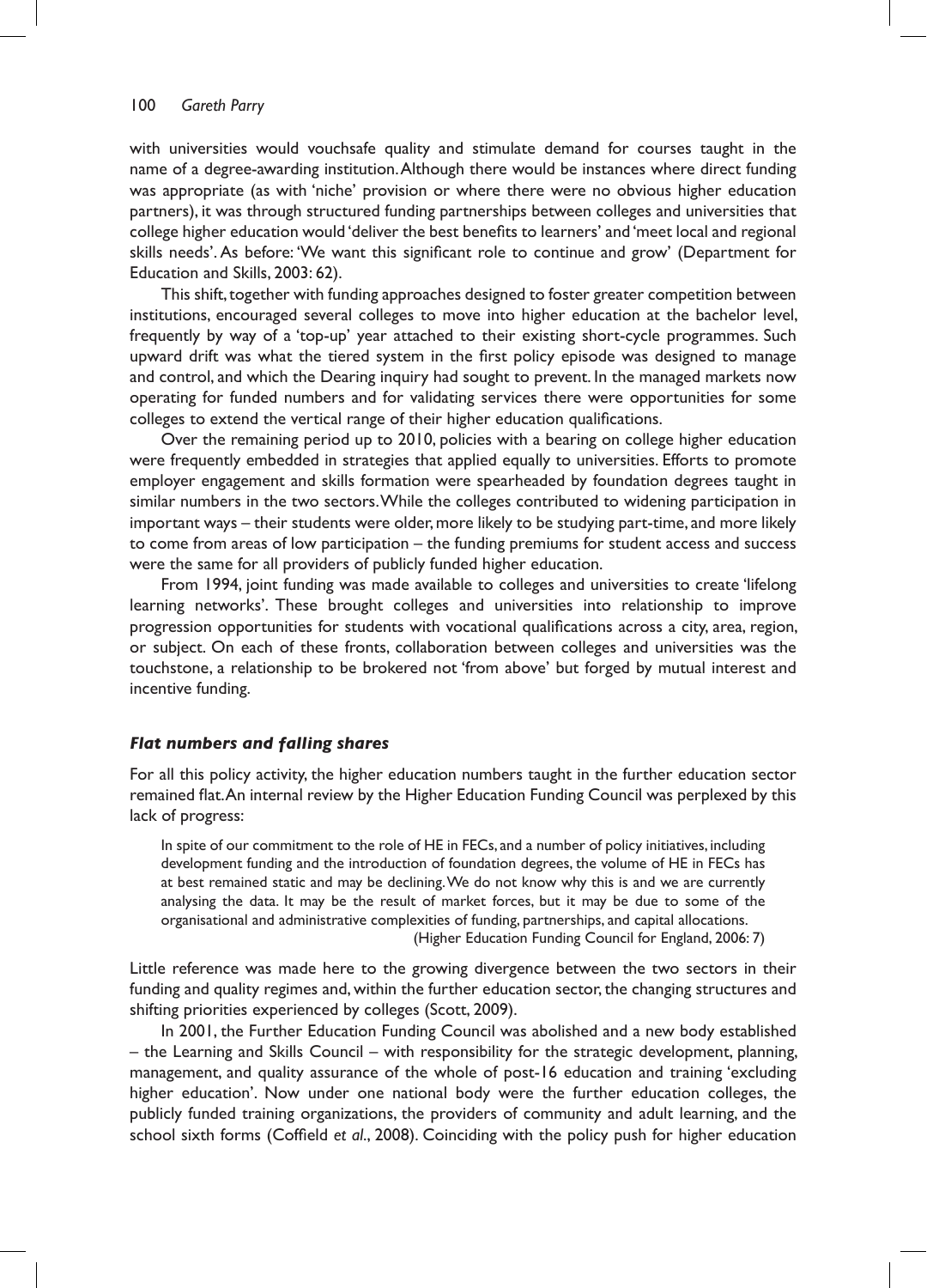with universities would vouchsafe quality and stimulate demand for courses taught in the name of a degree-awarding institution. Although there would be instances where direct funding was appropriate (as with 'niche' provision or where there were no obvious higher education partners), it was through structured funding partnerships between colleges and universities that college higher education would 'deliver the best benefits to learners' and 'meet local and regional skills needs'. As before: 'We want this significant role to continue and grow' (Department for Education and Skills, 2003: 62).

This shift, together with funding approaches designed to foster greater competition between institutions, encouraged several colleges to move into higher education at the bachelor level, frequently by way of a 'top-up' year attached to their existing short-cycle programmes. Such upward drift was what the tiered system in the first policy episode was designed to manage and control, and which the Dearing inquiry had sought to prevent. In the managed markets now operating for funded numbers and for validating services there were opportunities for some colleges to extend the vertical range of their higher education qualifications.

Over the remaining period up to 2010, policies with a bearing on college higher education were frequently embedded in strategies that applied equally to universities. Efforts to promote employer engagement and skills formation were spearheaded by foundation degrees taught in similar numbers in the two sectors. While the colleges contributed to widening participation in important ways – their students were older, more likely to be studying part-time, and more likely to come from areas of low participation – the funding premiums for student access and success were the same for all providers of publicly funded higher education.

From 1994, joint funding was made available to colleges and universities to create 'lifelong learning networks'. These brought colleges and universities into relationship to improve progression opportunities for students with vocational qualifications across a city, area, region, or subject. On each of these fronts, collaboration between colleges and universities was the touchstone, a relationship to be brokered not 'from above' but forged by mutual interest and incentive funding.

### *Flat numbers and falling shares*

For all this policy activity, the higher education numbers taught in the further education sector remained flat. An internal review by the Higher Education Funding Council was perplexed by this lack of progress:

> In spite of our commitment to the role of HE in FECs, and a number of policy initiatives, including development funding and the introduction of foundation degrees, the volume of HE in FECs has at best remained static and may be declining. We do not know why this is and we are currently analysing the data. It may be the result of market forces, but it may be due to some of the organisational and administrative complexities of funding, partnerships, and capital allocations.
>
> (Higher Education Funding Council for England, 2006: 7)

Little reference was made here to the growing divergence between the two sectors in their funding and quality regimes and, within the further education sector, the changing structures and shifting priorities experienced by colleges (Scott, 2009).

In 2001, the Further Education Funding Council was abolished and a new body established – the Learning and Skills Council – with responsibility for the strategic development, planning, management, and quality assurance of the whole of post-16 education and training 'excluding higher education'. Now under one national body were the further education colleges, the publicly funded training organizations, the providers of community and adult learning, and the school sixth forms (Coffield *et al.*, 2008). Coinciding with the policy push for higher education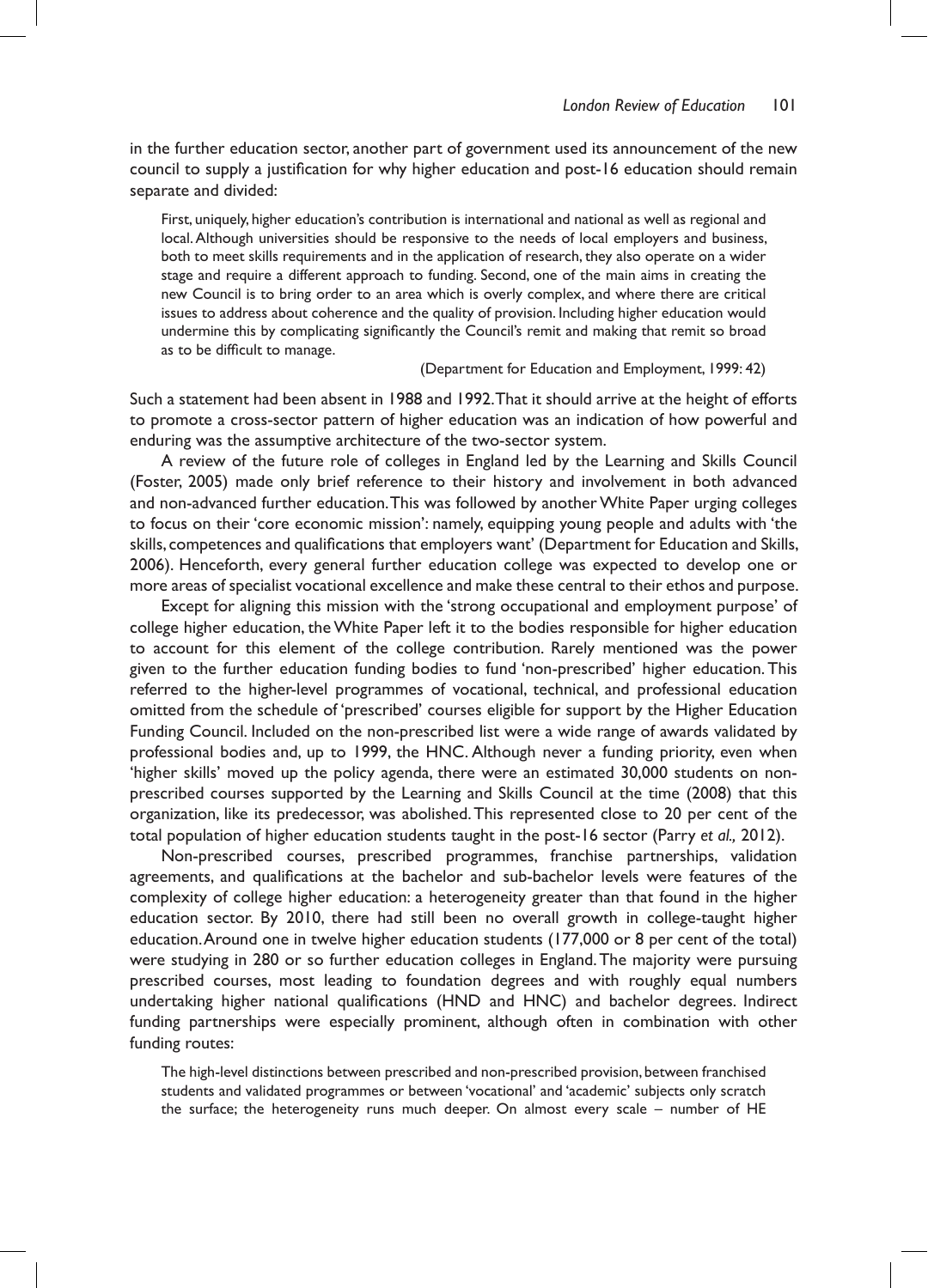in the further education sector, another part of government used its announcement of the new council to supply a justification for why higher education and post-16 education should remain separate and divided:

> First, uniquely, higher education's contribution is international and national as well as regional and local. Although universities should be responsive to the needs of local employers and business, both to meet skills requirements and in the application of research, they also operate on a wider stage and require a different approach to funding. Second, one of the main aims in creating the new Council is to bring order to an area which is overly complex, and where there are critical issues to address about coherence and the quality of provision. Including higher education would undermine this by complicating significantly the Council's remit and making that remit so broad as to be difficult to manage.
>
> (Department for Education and Employment, 1999: 42)

Such a statement had been absent in 1988 and 1992. That it should arrive at the height of efforts to promote a cross-sector pattern of higher education was an indication of how powerful and enduring was the assumptive architecture of the two-sector system.

A review of the future role of colleges in England led by the Learning and Skills Council (Foster, 2005) made only brief reference to their history and involvement in both advanced and non-advanced further education. This was followed by another White Paper urging colleges to focus on their 'core economic mission': namely, equipping young people and adults with 'the skills, competences and qualifications that employers want' (Department for Education and Skills, 2006). Henceforth, every general further education college was expected to develop one or more areas of specialist vocational excellence and make these central to their ethos and purpose.

Except for aligning this mission with the 'strong occupational and employment purpose' of college higher education, the White Paper left it to the bodies responsible for higher education to account for this element of the college contribution. Rarely mentioned was the power given to the further education funding bodies to fund 'non-prescribed' higher education. This referred to the higher-level programmes of vocational, technical, and professional education omitted from the schedule of 'prescribed' courses eligible for support by the Higher Education Funding Council. Included on the non-prescribed list were a wide range of awards validated by professional bodies and, up to 1999, the HNC. Although never a funding priority, even when 'higher skills' moved up the policy agenda, there were an estimated 30,000 students on non-prescribed courses supported by the Learning and Skills Council at the time (2008) that this organization, like its predecessor, was abolished. This represented close to 20 per cent of the total population of higher education students taught in the post-16 sector (Parry *et al.,* 2012).

Non-prescribed courses, prescribed programmes, franchise partnerships, validation agreements, and qualifications at the bachelor and sub-bachelor levels were features of the complexity of college higher education: a heterogeneity greater than that found in the higher education sector. By 2010, there had still been no overall growth in college-taught higher education. Around one in twelve higher education students (177,000 or 8 per cent of the total) were studying in 280 or so further education colleges in England. The majority were pursuing prescribed courses, most leading to foundation degrees and with roughly equal numbers undertaking higher national qualifications (HND and HNC) and bachelor degrees. Indirect funding partnerships were especially prominent, although often in combination with other funding routes:

> The high-level distinctions between prescribed and non-prescribed provision, between franchised students and validated programmes or between 'vocational' and 'academic' subjects only scratch the surface; the heterogeneity runs much deeper. On almost every scale – number of HE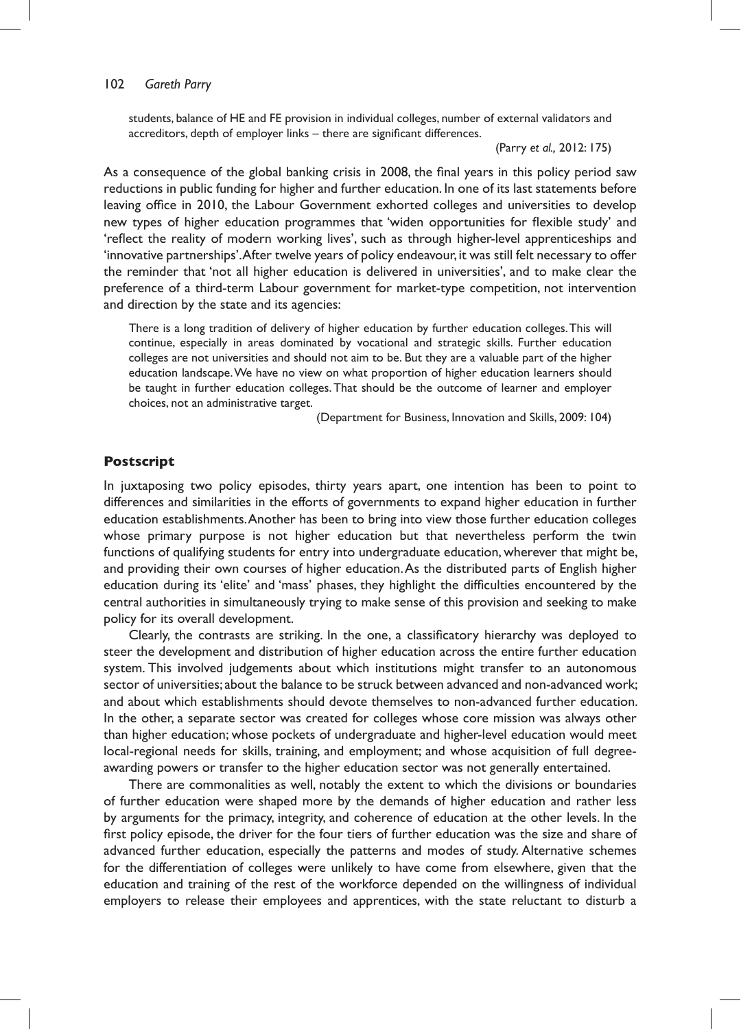students, balance of HE and FE provision in individual colleges, number of external validators and accreditors, depth of employer links – there are significant differences.

(Parry *et al.,* 2012: 175)

As a consequence of the global banking crisis in 2008, the final years in this policy period saw reductions in public funding for higher and further education. In one of its last statements before leaving office in 2010, the Labour Government exhorted colleges and universities to develop new types of higher education programmes that 'widen opportunities for flexible study' and 'reflect the reality of modern working lives', such as through higher-level apprenticeships and 'innovative partnerships'. After twelve years of policy endeavour, it was still felt necessary to offer the reminder that 'not all higher education is delivered in universities', and to make clear the preference of a third-term Labour government for market-type competition, not intervention and direction by the state and its agencies:

> There is a long tradition of delivery of higher education by further education colleges. This will continue, especially in areas dominated by vocational and strategic skills. Further education colleges are not universities and should not aim to be. But they are a valuable part of the higher education landscape. We have no view on what proportion of higher education learners should be taught in further education colleges. That should be the outcome of learner and employer choices, not an administrative target.
>
> (Department for Business, Innovation and Skills, 2009: 104)

## Postscript

In juxtaposing two policy episodes, thirty years apart, one intention has been to point to differences and similarities in the efforts of governments to expand higher education in further education establishments. Another has been to bring into view those further education colleges whose primary purpose is not higher education but that nevertheless perform the twin functions of qualifying students for entry into undergraduate education, wherever that might be, and providing their own courses of higher education. As the distributed parts of English higher education during its 'elite' and 'mass' phases, they highlight the difficulties encountered by the central authorities in simultaneously trying to make sense of this provision and seeking to make policy for its overall development.

Clearly, the contrasts are striking. In the one, a classificatory hierarchy was deployed to steer the development and distribution of higher education across the entire further education system. This involved judgements about which institutions might transfer to an autonomous sector of universities; about the balance to be struck between advanced and non-advanced work; and about which establishments should devote themselves to non-advanced further education. In the other, a separate sector was created for colleges whose core mission was always other than higher education; whose pockets of undergraduate and higher-level education would meet local-regional needs for skills, training, and employment; and whose acquisition of full degree-awarding powers or transfer to the higher education sector was not generally entertained.

There are commonalities as well, notably the extent to which the divisions or boundaries of further education were shaped more by the demands of higher education and rather less by arguments for the primacy, integrity, and coherence of education at the other levels. In the first policy episode, the driver for the four tiers of further education was the size and share of advanced further education, especially the patterns and modes of study. Alternative schemes for the differentiation of colleges were unlikely to have come from elsewhere, given that the education and training of the rest of the workforce depended on the willingness of individual employers to release their employees and apprentices, with the state reluctant to disturb a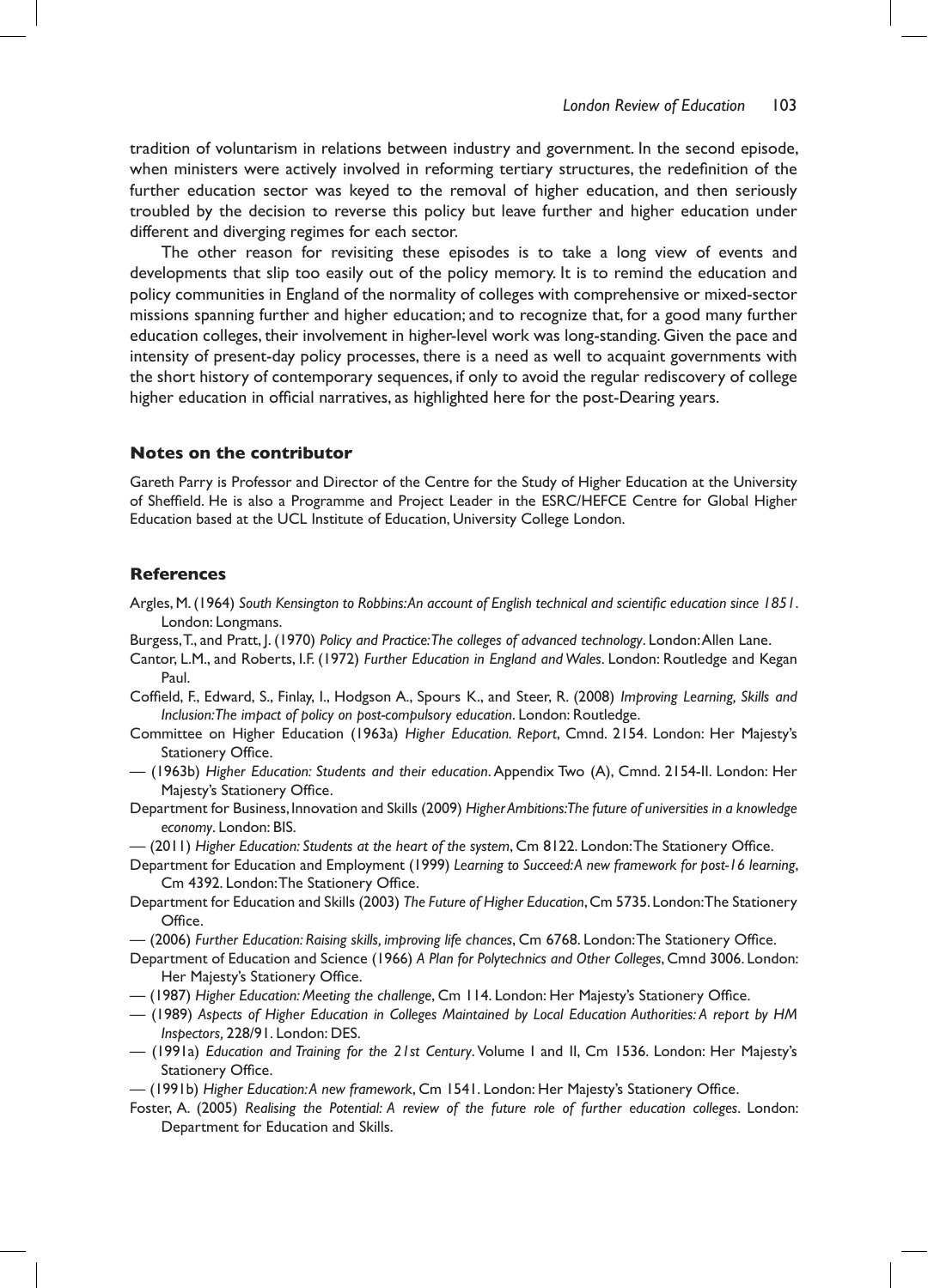tradition of voluntarism in relations between industry and government. In the second episode, when ministers were actively involved in reforming tertiary structures, the redefinition of the further education sector was keyed to the removal of higher education, and then seriously troubled by the decision to reverse this policy but leave further and higher education under different and diverging regimes for each sector.

The other reason for revisiting these episodes is to take a long view of events and developments that slip too easily out of the policy memory. It is to remind the education and policy communities in England of the normality of colleges with comprehensive or mixed-sector missions spanning further and higher education; and to recognize that, for a good many further education colleges, their involvement in higher-level work was long-standing. Given the pace and intensity of present-day policy processes, there is a need as well to acquaint governments with the short history of contemporary sequences, if only to avoid the regular rediscovery of college higher education in official narratives, as highlighted here for the post-Dearing years.

## Notes on the contributor

Gareth Parry is Professor and Director of the Centre for the Study of Higher Education at the University of Sheffield. He is also a Programme and Project Leader in the ESRC/HEFCE Centre for Global Higher Education based at the UCL Institute of Education, University College London.

## References

Argles, M. (1964) *South Kensington to Robbins: An account of English technical and scientific education since 1851*. London: Longmans.

Burgess, T., and Pratt, J. (1970) *Policy and Practice: The colleges of advanced technology*. London: Allen Lane.

Cantor, L.M., and Roberts, I.F. (1972) *Further Education in England and Wales*. London: Routledge and Kegan Paul.

Coffield, F., Edward, S., Finlay, I., Hodgson A., Spours K., and Steer, R. (2008) *Improving Learning, Skills and Inclusion: The impact of policy on post-compulsory education*. London: Routledge.

Committee on Higher Education (1963a) *Higher Education. Report*, Cmnd. 2154. London: Her Majesty's Stationery Office.

— (1963b) *Higher Education: Students and their education*. Appendix Two (A), Cmnd. 2154-II. London: Her Majesty's Stationery Office.

Department for Business, Innovation and Skills (2009) *Higher Ambitions: The future of universities in a knowledge economy*. London: BIS.

— (2011) *Higher Education: Students at the heart of the system*, Cm 8122. London: The Stationery Office.

Department for Education and Employment (1999) *Learning to Succeed: A new framework for post-16 learning*, Cm 4392. London: The Stationery Office.

Department for Education and Skills (2003) *The Future of Higher Education*, Cm 5735. London: The Stationery Office.

— (2006) *Further Education: Raising skills, improving life chances*, Cm 6768. London: The Stationery Office.

Department of Education and Science (1966) *A Plan for Polytechnics and Other Colleges*, Cmnd 3006. London: Her Majesty's Stationery Office.

— (1987) *Higher Education: Meeting the challenge*, Cm 114. London: Her Majesty's Stationery Office.

— (1989) *Aspects of Higher Education in Colleges Maintained by Local Education Authorities: A report by HM Inspectors,* 228/91. London: DES.

— (1991a) *Education and Training for the 21st Century*. Volume I and II, Cm 1536. London: Her Majesty's Stationery Office.

— (1991b) *Higher Education: A new framework*, Cm 1541. London: Her Majesty's Stationery Office.

Foster, A. (2005) *Realising the Potential: A review of the future role of further education colleges*. London: Department for Education and Skills.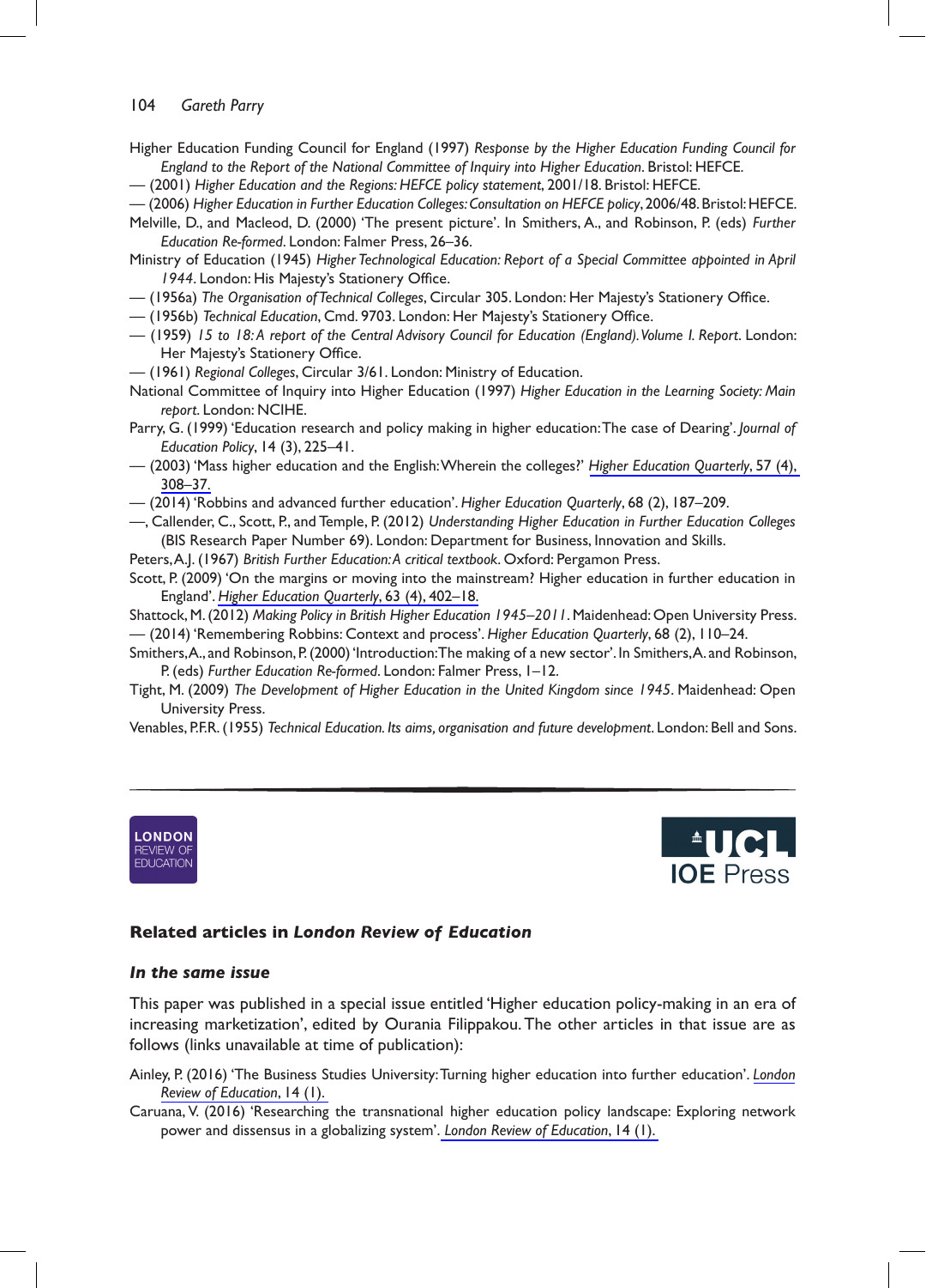Higher Education Funding Council for England (1997) *Response by the Higher Education Funding Council for England to the Report of the National Committee of Inquiry into Higher Education*. Bristol: HEFCE.

— (2001) *Higher Education and the Regions: HEFCE policy statement*, 2001/18. Bristol: HEFCE.

— (2006) *Higher Education in Further Education Colleges: Consultation on HEFCE policy*, 2006/48. Bristol: HEFCE.

Melville, D., and Macleod, D. (2000) 'The present picture'. In Smithers, A., and Robinson, P. (eds) *Further Education Re-formed*. London: Falmer Press, 26–36.

Ministry of Education (1945) *Higher Technological Education: Report of a Special Committee appointed in April 1944*. London: His Majesty's Stationery Office.

— (1956a) *The Organisation of Technical Colleges*, Circular 305. London: Her Majesty's Stationery Office.

— (1956b) *Technical Education*, Cmd. 9703. London: Her Majesty's Stationery Office.

— (1959) *15 to 18: A report of the Central Advisory Council for Education (England). Volume I. Report*. London: Her Majesty's Stationery Office.

— (1961) *Regional Colleges*, Circular 3/61. London: Ministry of Education.

National Committee of Inquiry into Higher Education (1997) *Higher Education in the Learning Society: Main report*. London: NCIHE.

Parry, G. (1999) 'Education research and policy making in higher education: The case of Dearing'. *Journal of Education Policy*, 14 (3), 225–41.

— (2003) 'Mass higher education and the English: Wherein the colleges?' *Higher Education Quarterly*, 57 (4), 308–37.

— (2014) 'Robbins and advanced further education'. *Higher Education Quarterly*, 68 (2), 187–209.

—, Callender, C., Scott, P., and Temple, P. (2012) *Understanding Higher Education in Further Education Colleges* (BIS Research Paper Number 69). London: Department for Business, Innovation and Skills.

Peters, A.J. (1967) *British Further Education: A critical textbook*. Oxford: Pergamon Press.

Scott, P. (2009) 'On the margins or moving into the mainstream? Higher education in further education in England'. *Higher Education Quarterly*, 63 (4), 402–18.

Shattock, M. (2012) *Making Policy in British Higher Education 1945–2011*. Maidenhead: Open University Press.

— (2014) 'Remembering Robbins: Context and process'. *Higher Education Quarterly*, 68 (2), 110–24.

Smithers, A., and Robinson, P. (2000) 'Introduction: The making of a new sector'. In Smithers, A. and Robinson, P. (eds) *Further Education Re-formed*. London: Falmer Press, 1–12.

Tight, M. (2009) *The Development of Higher Education in the United Kingdom since 1945*. Maidenhead: Open University Press.

Venables, P.F.R. (1955) *Technical Education. Its aims, organisation and future development*. London: Bell and Sons.

---

LONDON REVIEW OF EDUCATION

UCL IOE Press

## Related articles in *London Review of Education*

### *In the same issue*

This paper was published in a special issue entitled 'Higher education policy-making in an era of increasing marketization', edited by Ourania Filippakou. The other articles in that issue are as follows (links unavailable at time of publication):

Ainley, P. (2016) 'The Business Studies University: Turning higher education into further education'. *London Review of Education*, 14 (1).

Caruana, V. (2016) 'Researching the transnational higher education policy landscape: Exploring network power and dissensus in a globalizing system'. *London Review of Education*, 14 (1).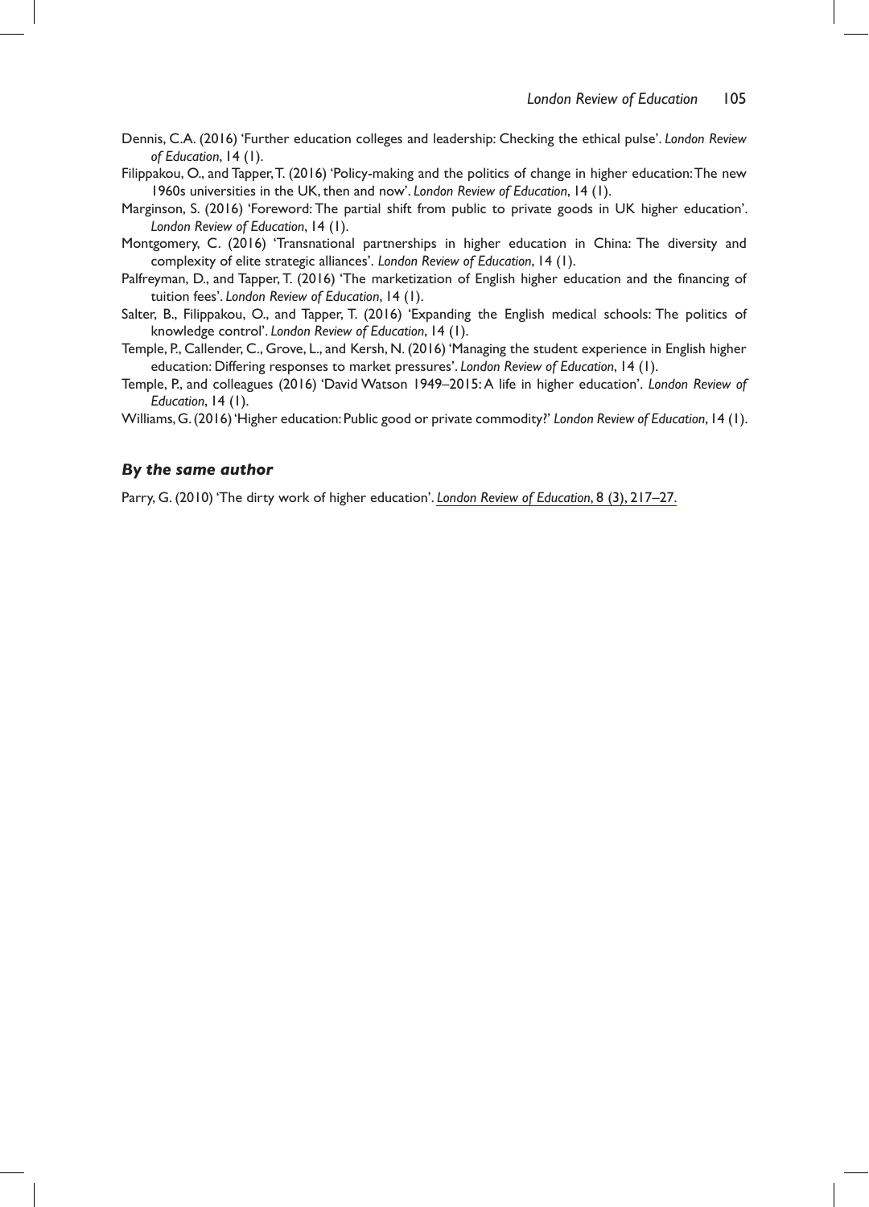Dennis, C.A. (2016) 'Further education colleges and leadership: Checking the ethical pulse'. *London Review of Education*, 14 (1).

Filippakou, O., and Tapper, T. (2016) 'Policy-making and the politics of change in higher education: The new 1960s universities in the UK, then and now'. *London Review of Education*, 14 (1).

Marginson, S. (2016) 'Foreword: The partial shift from public to private goods in UK higher education'. *London Review of Education*, 14 (1).

Montgomery, C. (2016) 'Transnational partnerships in higher education in China: The diversity and complexity of elite strategic alliances'. *London Review of Education*, 14 (1).

Palfreyman, D., and Tapper, T. (2016) 'The marketization of English higher education and the financing of tuition fees'. *London Review of Education*, 14 (1).

Salter, B., Filippakou, O., and Tapper, T. (2016) 'Expanding the English medical schools: The politics of knowledge control'. *London Review of Education*, 14 (1).

Temple, P., Callender, C., Grove, L., and Kersh, N. (2016) 'Managing the student experience in English higher education: Differing responses to market pressures'. *London Review of Education*, 14 (1).

Temple, P., and colleagues (2016) 'David Watson 1949–2015: A life in higher education'. *London Review of Education*, 14 (1).

Williams, G. (2016) 'Higher education: Public good or private commodity?' *London Review of Education*, 14 (1).

### *By the same author*

Parry, G. (2010) 'The dirty work of higher education'. *London Review of Education*, 8 (3), 217–27.